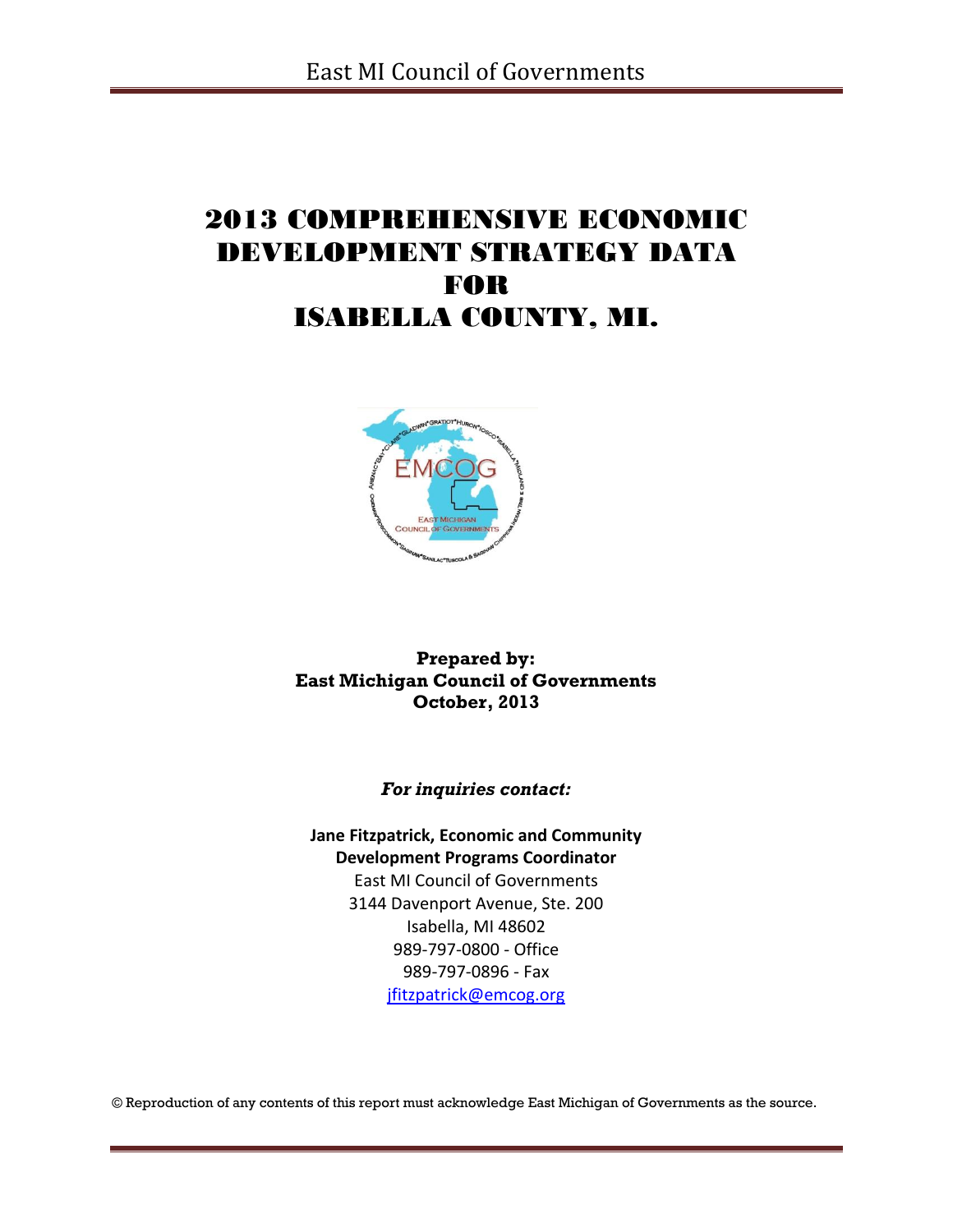# 2013 COMPREHENSIVE ECONOMIC DEVELOPMENT STRATEGY DATA FOR ISABELLA COUNTY, MI.

**Prepared by:**
**East Michigan Council of Governments**
**October, 2013**

***For inquiries contact:***

**Jane Fitzpatrick, Economic and Community Development Programs Coordinator**
East MI Council of Governments
3144 Davenport Avenue, Ste. 200
Isabella, MI 48602
989-797-0800 - Office
989-797-0896 - Fax
jfitzpatrick@emcog.org

© Reproduction of any contents of this report must acknowledge East Michigan of Governments as the source.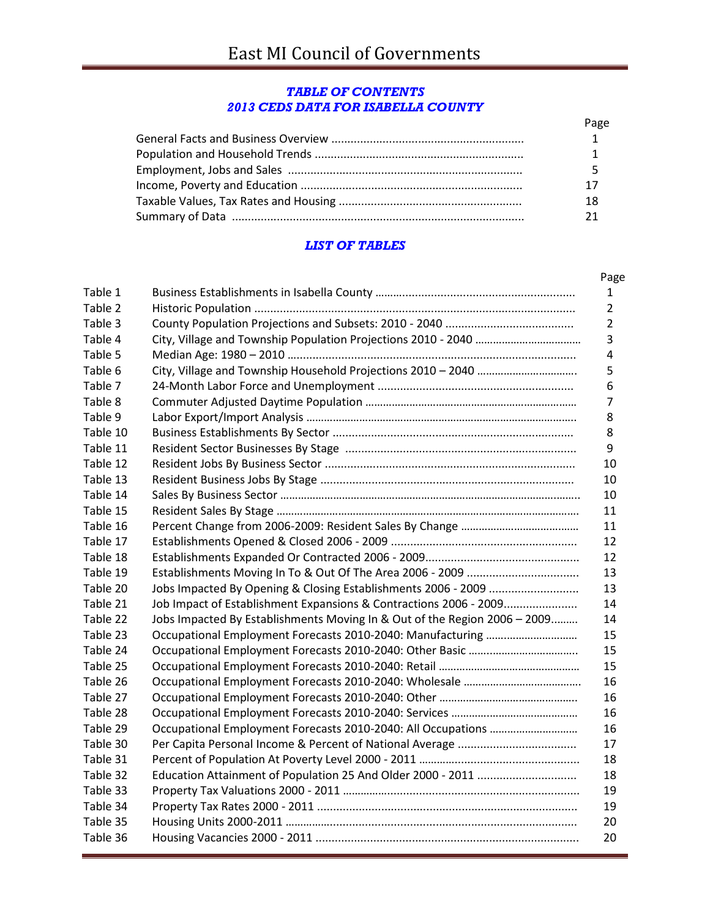# TABLE OF CONTENTS
## 2013 CEDS DATA FOR ISABELLA COUNTY

| | Page |
|---|---|
| General Facts and Business Overview | 1 |
| Population and Household Trends | 1 |
| Employment, Jobs and Sales | 5 |
| Income, Poverty and Education | 17 |
| Taxable Values, Tax Rates and Housing | 18 |
| Summary of Data | 21 |

## LIST OF TABLES

| | | Page |
|---|---|---|
| Table 1 | Business Establishments in Isabella County | 1 |
| Table 2 | Historic Population | 2 |
| Table 3 | County Population Projections and Subsets: 2010 - 2040 | 2 |
| Table 4 | City, Village and Township Population Projections 2010 - 2040 | 3 |
| Table 5 | Median Age: 1980 – 2010 | 4 |
| Table 6 | City, Village and Township Household Projections 2010 – 2040 | 5 |
| Table 7 | 24-Month Labor Force and Unemployment | 6 |
| Table 8 | Commuter Adjusted Daytime Population | 7 |
| Table 9 | Labor Export/Import Analysis | 8 |
| Table 10 | Business Establishments By Sector | 8 |
| Table 11 | Resident Sector Businesses By Stage | 9 |
| Table 12 | Resident Jobs By Business Sector | 10 |
| Table 13 | Resident Business Jobs By Stage | 10 |
| Table 14 | Sales By Business Sector | 10 |
| Table 15 | Resident Sales By Stage | 11 |
| Table 16 | Percent Change from 2006-2009: Resident Sales By Change | 11 |
| Table 17 | Establishments Opened & Closed 2006 - 2009 | 12 |
| Table 18 | Establishments Expanded Or Contracted 2006 - 2009 | 12 |
| Table 19 | Establishments Moving In To & Out Of The Area 2006 - 2009 | 13 |
| Table 20 | Jobs Impacted By Opening & Closing Establishments 2006 - 2009 | 13 |
| Table 21 | Job Impact of Establishment Expansions & Contractions 2006 - 2009 | 14 |
| Table 22 | Jobs Impacted By Establishments Moving In & Out of the Region 2006 – 2009 | 14 |
| Table 23 | Occupational Employment Forecasts 2010-2040: Manufacturing | 15 |
| Table 24 | Occupational Employment Forecasts 2010-2040: Other Basic | 15 |
| Table 25 | Occupational Employment Forecasts 2010-2040: Retail | 15 |
| Table 26 | Occupational Employment Forecasts 2010-2040: Wholesale | 16 |
| Table 27 | Occupational Employment Forecasts 2010-2040: Other | 16 |
| Table 28 | Occupational Employment Forecasts 2010-2040: Services | 16 |
| Table 29 | Occupational Employment Forecasts 2010-2040: All Occupations | 16 |
| Table 30 | Per Capita Personal Income & Percent of National Average | 17 |
| Table 31 | Percent of Population At Poverty Level 2000 - 2011 | 18 |
| Table 32 | Education Attainment of Population 25 And Older 2000 - 2011 | 18 |
| Table 33 | Property Tax Valuations 2000 - 2011 | 19 |
| Table 34 | Property Tax Rates 2000 - 2011 | 19 |
| Table 35 | Housing Units 2000-2011 | 20 |
| Table 36 | Housing Vacancies 2000 - 2011 | 20 |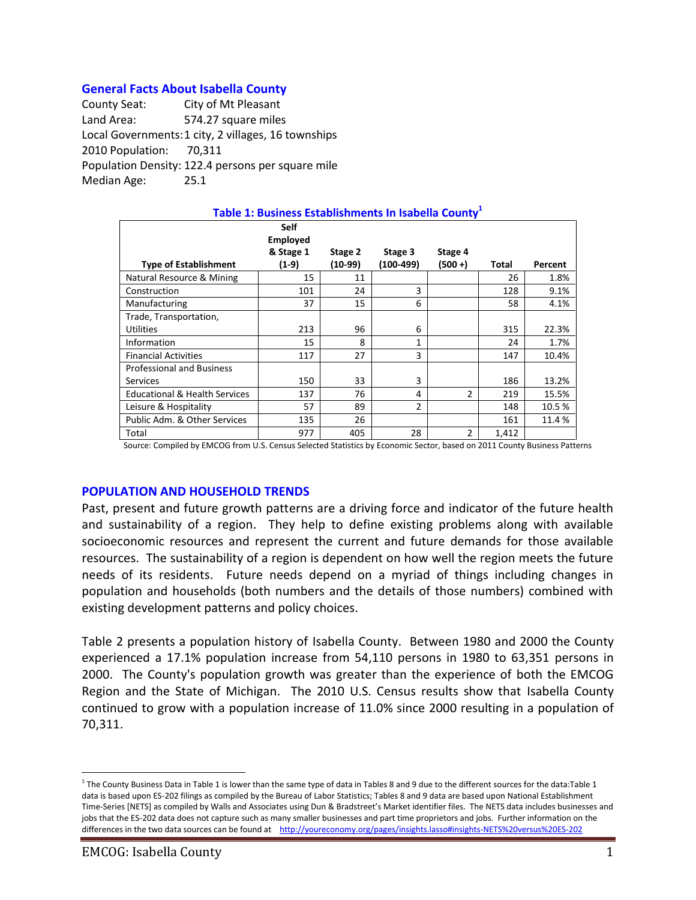## General Facts About Isabella County

County Seat: City of Mt Pleasant
Land Area: 574.27 square miles
Local Governments: 1 city, 2 villages, 16 townships
2010 Population: 70,311
Population Density: 122.4 persons per square mile
Median Age: 25.1

**Table 1: Business Establishments In Isabella County[1]**

| Type of Establishment | Self Employed & Stage 1 (1-9) | Stage 2 (10-99) | Stage 3 (100-499) | Stage 4 (500 +) | Total | Percent |
|---|---|---|---|---|---|---|
| Natural Resource & Mining | 15 | 11 | | | 26 | 1.8% |
| Construction | 101 | 24 | 3 | | 128 | 9.1% |
| Manufacturing | 37 | 15 | 6 | | 58 | 4.1% |
| Trade, Transportation, Utilities | 213 | 96 | 6 | | 315 | 22.3% |
| Information | 15 | 8 | 1 | | 24 | 1.7% |
| Financial Activities | 117 | 27 | 3 | | 147 | 10.4% |
| Professional and Business Services | 150 | 33 | 3 | | 186 | 13.2% |
| Educational & Health Services | 137 | 76 | 4 | 2 | 219 | 15.5% |
| Leisure & Hospitality | 57 | 89 | 2 | | 148 | 10.5 % |
| Public Adm. & Other Services | 135 | 26 | | | 161 | 11.4 % |
| Total | 977 | 405 | 28 | 2 | 1,412 | |

Source: Compiled by EMCOG from U.S. Census Selected Statistics by Economic Sector, based on 2011 County Business Patterns

## POPULATION AND HOUSEHOLD TRENDS

Past, present and future growth patterns are a driving force and indicator of the future health and sustainability of a region. They help to define existing problems along with available socioeconomic resources and represent the current and future demands for those available resources. The sustainability of a region is dependent on how well the region meets the future needs of its residents. Future needs depend on a myriad of things including changes in population and households (both numbers and the details of those numbers) combined with existing development patterns and policy choices.

Table 2 presents a population history of Isabella County. Between 1980 and 2000 the County experienced a 17.1% population increase from 54,110 persons in 1980 to 63,351 persons in 2000. The County's population growth was greater than the experience of both the EMCOG Region and the State of Michigan. The 2010 U.S. Census results show that Isabella County continued to grow with a population increase of 11.0% since 2000 resulting in a population of 70,311.

[1] The County Business Data in Table 1 is lower than the same type of data in Tables 8 and 9 due to the different sources for the data:Table 1 data is based upon ES-202 filings as compiled by the Bureau of Labor Statistics; Tables 8 and 9 data are based upon National Establishment Time-Series [NETS] as compiled by Walls and Associates using Dun & Bradstreet's Market identifier files. The NETS data includes businesses and jobs that the ES-202 data does not capture such as many smaller businesses and part time proprietors and jobs. Further information on the differences in the two data sources can be found at http://youreconomy.org/pages/insights.lasso#insights-NETS%20versus%20ES-202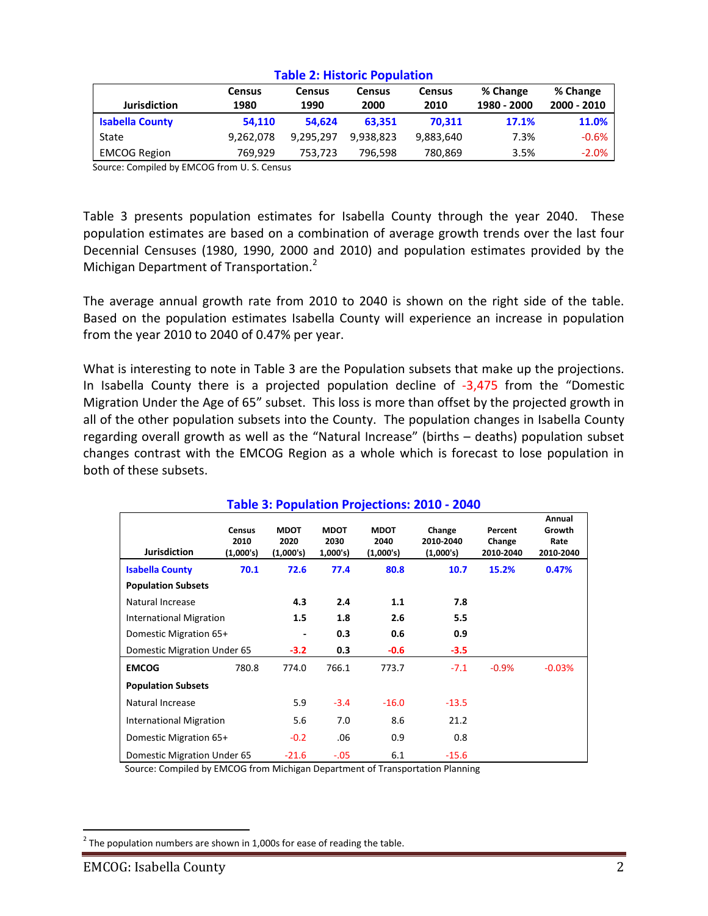**Table 2: Historic Population**

| Jurisdiction | Census 1980 | Census 1990 | Census 2000 | Census 2010 | % Change 1980 - 2000 | % Change 2000 - 2010 |
|---|---|---|---|---|---|---|
| **Isabella County** | **54,110** | **54,624** | **63,351** | **70,311** | **17.1%** | **11.0%** |
| State | 9,262,078 | 9,295,297 | 9,938,823 | 9,883,640 | 7.3% | -0.6% |
| EMCOG Region | 769,929 | 753,723 | 796,598 | 780,869 | 3.5% | -2.0% |

Source: Compiled by EMCOG from U. S. Census

Table 3 presents population estimates for Isabella County through the year 2040. These population estimates are based on a combination of average growth trends over the last four Decennial Censuses (1980, 1990, 2000 and 2010) and population estimates provided by the Michigan Department of Transportation.[2]

The average annual growth rate from 2010 to 2040 is shown on the right side of the table. Based on the population estimates Isabella County will experience an increase in population from the year 2010 to 2040 of 0.47% per year.

What is interesting to note in Table 3 are the Population subsets that make up the projections. In Isabella County there is a projected population decline of -3,475 from the "Domestic Migration Under the Age of 65" subset. This loss is more than offset by the projected growth in all of the other population subsets into the County. The population changes in Isabella County regarding overall growth as well as the "Natural Increase" (births – deaths) population subset changes contrast with the EMCOG Region as a whole which is forecast to lose population in both of these subsets.

**Table 3: Population Projections: 2010 - 2040**

| Jurisdiction | Census 2010 (1,000's) | MDOT 2020 (1,000's) | MDOT 2030 1,000's) | MDOT 2040 (1,000's) | Change 2010-2040 (1,000's) | Percent Change 2010-2040 | Annual Growth Rate 2010-2040 |
|---|---|---|---|---|---|---|---|
| **Isabella County** | **70.1** | **72.6** | **77.4** | **80.8** | **10.7** | **15.2%** | **0.47%** |
| **Population Subsets** | | | | | | | |
| Natural Increase | | **4.3** | **2.4** | **1.1** | **7.8** | | |
| International Migration | | **1.5** | **1.8** | **2.6** | **5.5** | | |
| Domestic Migration 65+ | | **-** | **0.3** | **0.6** | **0.9** | | |
| Domestic Migration Under 65 | | **-3.2** | **0.3** | **-0.6** | **-3.5** | | |
| **EMCOG** | 780.8 | 774.0 | 766.1 | 773.7 | -7.1 | -0.9% | -0.03% |
| **Population Subsets** | | | | | | | |
| Natural Increase | | 5.9 | -3.4 | -16.0 | -13.5 | | |
| International Migration | | 5.6 | 7.0 | 8.6 | 21.2 | | |
| Domestic Migration 65+ | | -0.2 | .06 | 0.9 | 0.8 | | |
| Domestic Migration Under 65 | | -21.6 | -.05 | 6.1 | -15.6 | | |

Source: Compiled by EMCOG from Michigan Department of Transportation Planning

[2] The population numbers are shown in 1,000s for ease of reading the table.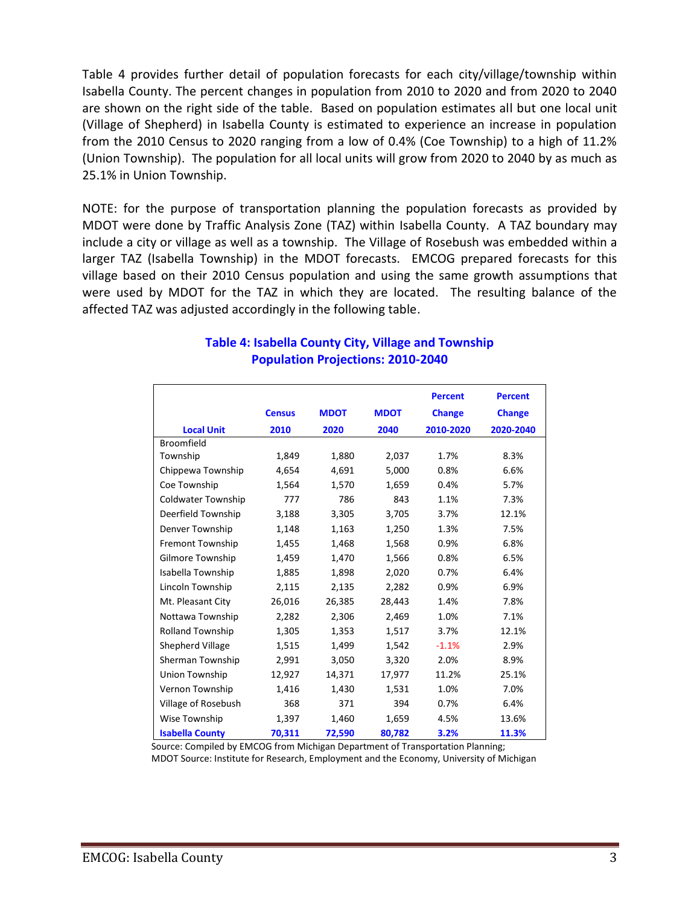Table 4 provides further detail of population forecasts for each city/village/township within Isabella County. The percent changes in population from 2010 to 2020 and from 2020 to 2040 are shown on the right side of the table. Based on population estimates all but one local unit (Village of Shepherd) in Isabella County is estimated to experience an increase in population from the 2010 Census to 2020 ranging from a low of 0.4% (Coe Township) to a high of 11.2% (Union Township). The population for all local units will grow from 2020 to 2040 by as much as 25.1% in Union Township.

NOTE: for the purpose of transportation planning the population forecasts as provided by MDOT were done by Traffic Analysis Zone (TAZ) within Isabella County. A TAZ boundary may include a city or village as well as a township. The Village of Rosebush was embedded within a larger TAZ (Isabella Township) in the MDOT forecasts. EMCOG prepared forecasts for this village based on their 2010 Census population and using the same growth assumptions that were used by MDOT for the TAZ in which they are located. The resulting balance of the affected TAZ was adjusted accordingly in the following table.

## Table 4: Isabella County City, Village and Township Population Projections: 2010-2040

| Local Unit | Census 2010 | MDOT 2020 | MDOT 2040 | Percent Change 2010-2020 | Percent Change 2020-2040 |
|---|---|---|---|---|---|
| Broomfield Township | 1,849 | 1,880 | 2,037 | 1.7% | 8.3% |
| Chippewa Township | 4,654 | 4,691 | 5,000 | 0.8% | 6.6% |
| Coe Township | 1,564 | 1,570 | 1,659 | 0.4% | 5.7% |
| Coldwater Township | 777 | 786 | 843 | 1.1% | 7.3% |
| Deerfield Township | 3,188 | 3,305 | 3,705 | 3.7% | 12.1% |
| Denver Township | 1,148 | 1,163 | 1,250 | 1.3% | 7.5% |
| Fremont Township | 1,455 | 1,468 | 1,568 | 0.9% | 6.8% |
| Gilmore Township | 1,459 | 1,470 | 1,566 | 0.8% | 6.5% |
| Isabella Township | 1,885 | 1,898 | 2,020 | 0.7% | 6.4% |
| Lincoln Township | 2,115 | 2,135 | 2,282 | 0.9% | 6.9% |
| Mt. Pleasant City | 26,016 | 26,385 | 28,443 | 1.4% | 7.8% |
| Nottawa Township | 2,282 | 2,306 | 2,469 | 1.0% | 7.1% |
| Rolland Township | 1,305 | 1,353 | 1,517 | 3.7% | 12.1% |
| Shepherd Village | 1,515 | 1,499 | 1,542 | -1.1% | 2.9% |
| Sherman Township | 2,991 | 3,050 | 3,320 | 2.0% | 8.9% |
| Union Township | 12,927 | 14,371 | 17,977 | 11.2% | 25.1% |
| Vernon Township | 1,416 | 1,430 | 1,531 | 1.0% | 7.0% |
| Village of Rosebush | 368 | 371 | 394 | 0.7% | 6.4% |
| Wise Township | 1,397 | 1,460 | 1,659 | 4.5% | 13.6% |
| **Isabella County** | **70,311** | **72,590** | **80,782** | **3.2%** | **11.3%** |

Source: Compiled by EMCOG from Michigan Department of Transportation Planning;
MDOT Source: Institute for Research, Employment and the Economy, University of Michigan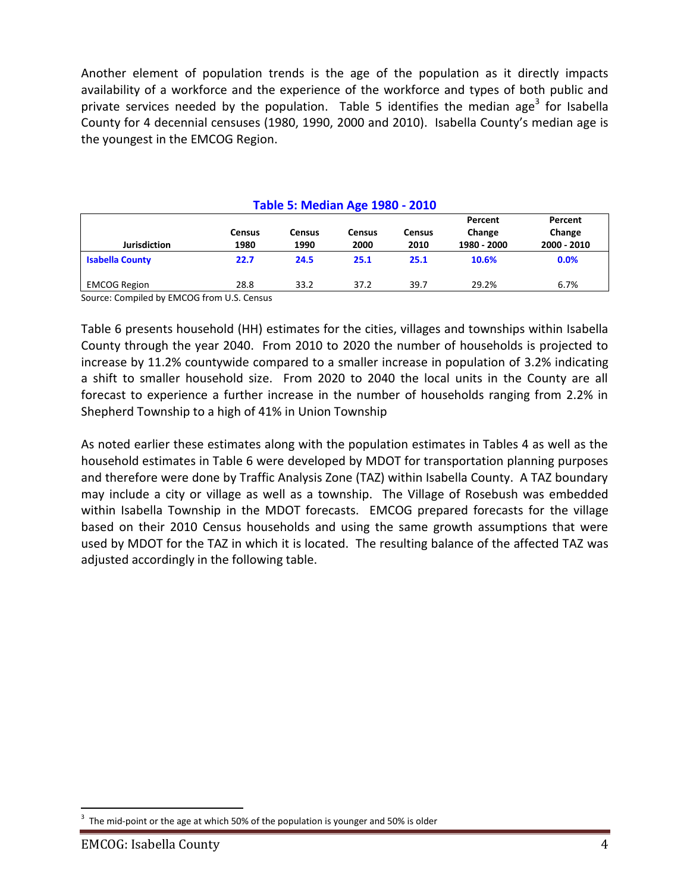Another element of population trends is the age of the population as it directly impacts availability of a workforce and the experience of the workforce and types of both public and private services needed by the population. Table 5 identifies the median age[3] for Isabella County for 4 decennial censuses (1980, 1990, 2000 and 2010). Isabella County's median age is the youngest in the EMCOG Region.

**Table 5: Median Age 1980 - 2010**

| Jurisdiction | Census 1980 | Census 1990 | Census 2000 | Census 2010 | Percent Change 1980 - 2000 | Percent Change 2000 - 2010 |
|---|---|---|---|---|---|---|
| **Isabella County** | **22.7** | **24.5** | **25.1** | **25.1** | **10.6%** | **0.0%** |
| EMCOG Region | 28.8 | 33.2 | 37.2 | 39.7 | 29.2% | 6.7% |

Source: Compiled by EMCOG from U.S. Census

Table 6 presents household (HH) estimates for the cities, villages and townships within Isabella County through the year 2040. From 2010 to 2020 the number of households is projected to increase by 11.2% countywide compared to a smaller increase in population of 3.2% indicating a shift to smaller household size. From 2020 to 2040 the local units in the County are all forecast to experience a further increase in the number of households ranging from 2.2% in Shepherd Township to a high of 41% in Union Township

As noted earlier these estimates along with the population estimates in Tables 4 as well as the household estimates in Table 6 were developed by MDOT for transportation planning purposes and therefore were done by Traffic Analysis Zone (TAZ) within Isabella County. A TAZ boundary may include a city or village as well as a township. The Village of Rosebush was embedded within Isabella Township in the MDOT forecasts. EMCOG prepared forecasts for the village based on their 2010 Census households and using the same growth assumptions that were used by MDOT for the TAZ in which it is located. The resulting balance of the affected TAZ was adjusted accordingly in the following table.

[3] The mid-point or the age at which 50% of the population is younger and 50% is older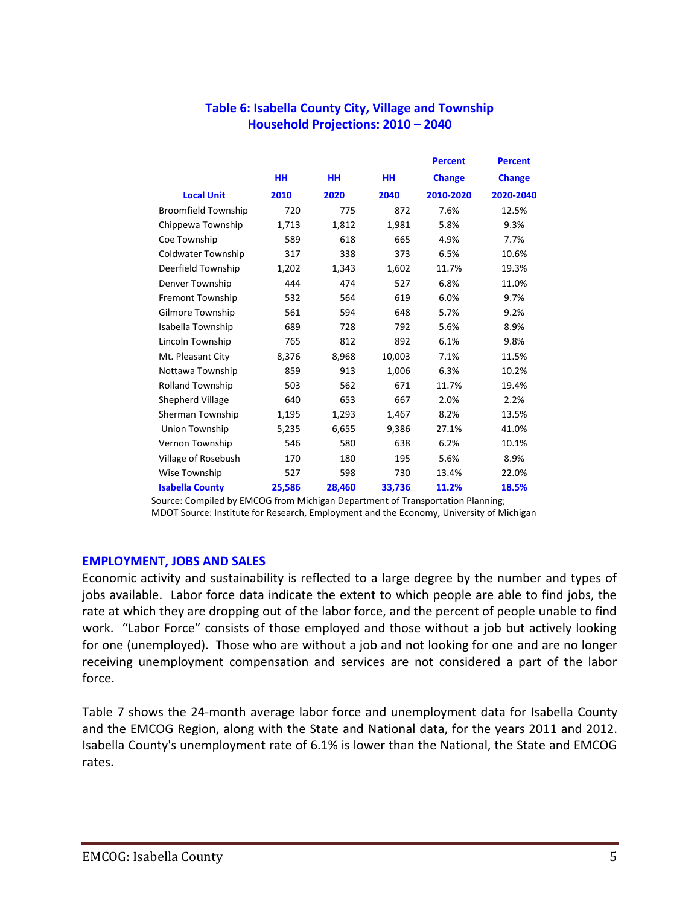### Table 6: Isabella County City, Village and Township Household Projections: 2010 – 2040

| Local Unit | HH 2010 | HH 2020 | HH 2040 | Percent Change 2010-2020 | Percent Change 2020-2040 |
|---|---|---|---|---|---|
| Broomfield Township | 720 | 775 | 872 | 7.6% | 12.5% |
| Chippewa Township | 1,713 | 1,812 | 1,981 | 5.8% | 9.3% |
| Coe Township | 589 | 618 | 665 | 4.9% | 7.7% |
| Coldwater Township | 317 | 338 | 373 | 6.5% | 10.6% |
| Deerfield Township | 1,202 | 1,343 | 1,602 | 11.7% | 19.3% |
| Denver Township | 444 | 474 | 527 | 6.8% | 11.0% |
| Fremont Township | 532 | 564 | 619 | 6.0% | 9.7% |
| Gilmore Township | 561 | 594 | 648 | 5.7% | 9.2% |
| Isabella Township | 689 | 728 | 792 | 5.6% | 8.9% |
| Lincoln Township | 765 | 812 | 892 | 6.1% | 9.8% |
| Mt. Pleasant City | 8,376 | 8,968 | 10,003 | 7.1% | 11.5% |
| Nottawa Township | 859 | 913 | 1,006 | 6.3% | 10.2% |
| Rolland Township | 503 | 562 | 671 | 11.7% | 19.4% |
| Shepherd Village | 640 | 653 | 667 | 2.0% | 2.2% |
| Sherman Township | 1,195 | 1,293 | 1,467 | 8.2% | 13.5% |
| Union Township | 5,235 | 6,655 | 9,386 | 27.1% | 41.0% |
| Vernon Township | 546 | 580 | 638 | 6.2% | 10.1% |
| Village of Rosebush | 170 | 180 | 195 | 5.6% | 8.9% |
| Wise Township | 527 | 598 | 730 | 13.4% | 22.0% |
| **Isabella County** | **25,586** | **28,460** | **33,736** | **11.2%** | **18.5%** |

Source: Compiled by EMCOG from Michigan Department of Transportation Planning;
MDOT Source: Institute for Research, Employment and the Economy, University of Michigan

## EMPLOYMENT, JOBS AND SALES

Economic activity and sustainability is reflected to a large degree by the number and types of jobs available. Labor force data indicate the extent to which people are able to find jobs, the rate at which they are dropping out of the labor force, and the percent of people unable to find work. "Labor Force" consists of those employed and those without a job but actively looking for one (unemployed). Those who are without a job and not looking for one and are no longer receiving unemployment compensation and services are not considered a part of the labor force.

Table 7 shows the 24-month average labor force and unemployment data for Isabella County and the EMCOG Region, along with the State and National data, for the years 2011 and 2012. Isabella County's unemployment rate of 6.1% is lower than the National, the State and EMCOG rates.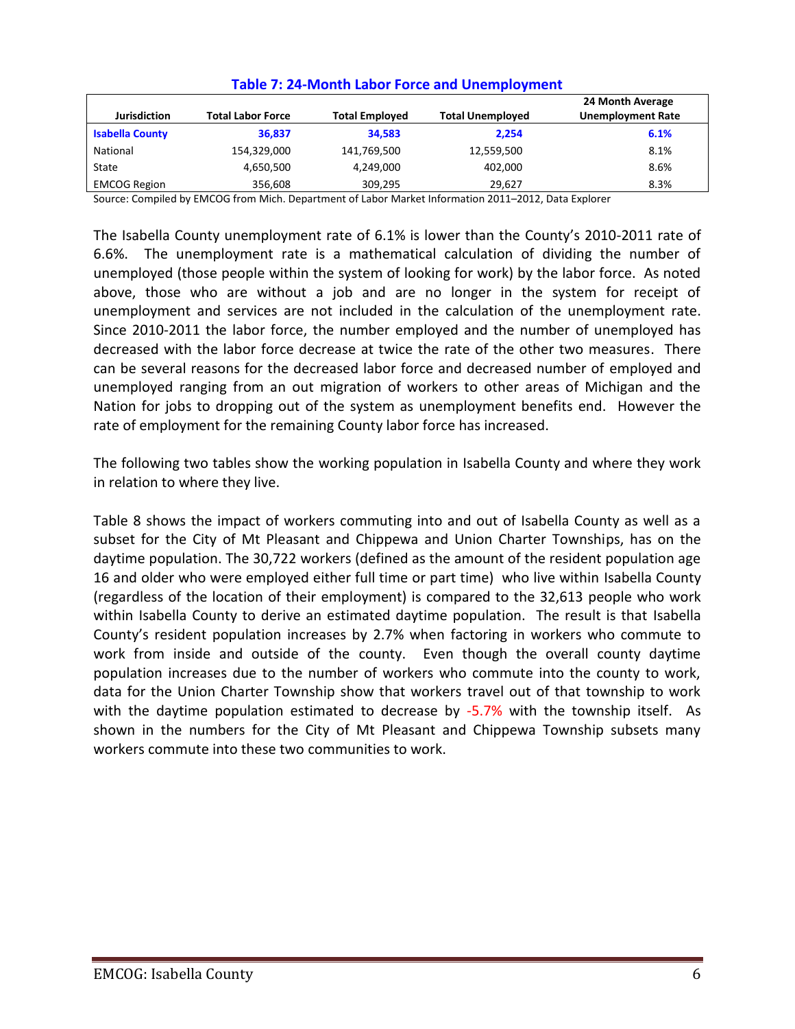### Table 7: 24-Month Labor Force and Unemployment

| Jurisdiction | Total Labor Force | Total Employed | Total Unemployed | 24 Month Average Unemployment Rate |
|---|---|---|---|---|
| **Isabella County** | **36,837** | **34,583** | **2,254** | **6.1%** |
| National | 154,329,000 | 141,769,500 | 12,559,500 | 8.1% |
| State | 4,650,500 | 4,249,000 | 402,000 | 8.6% |
| EMCOG Region | 356,608 | 309,295 | 29,627 | 8.3% |

Source: Compiled by EMCOG from Mich. Department of Labor Market Information 2011–2012, Data Explorer

The Isabella County unemployment rate of 6.1% is lower than the County's 2010-2011 rate of 6.6%. The unemployment rate is a mathematical calculation of dividing the number of unemployed (those people within the system of looking for work) by the labor force. As noted above, those who are without a job and are no longer in the system for receipt of unemployment and services are not included in the calculation of the unemployment rate. Since 2010-2011 the labor force, the number employed and the number of unemployed has decreased with the labor force decrease at twice the rate of the other two measures. There can be several reasons for the decreased labor force and decreased number of employed and unemployed ranging from an out migration of workers to other areas of Michigan and the Nation for jobs to dropping out of the system as unemployment benefits end. However the rate of employment for the remaining County labor force has increased.

The following two tables show the working population in Isabella County and where they work in relation to where they live.

Table 8 shows the impact of workers commuting into and out of Isabella County as well as a subset for the City of Mt Pleasant and Chippewa and Union Charter Townships, has on the daytime population. The 30,722 workers (defined as the amount of the resident population age 16 and older who were employed either full time or part time) who live within Isabella County (regardless of the location of their employment) is compared to the 32,613 people who work within Isabella County to derive an estimated daytime population. The result is that Isabella County's resident population increases by 2.7% when factoring in workers who commute to work from inside and outside of the county. Even though the overall county daytime population increases due to the number of workers who commute into the county to work, data for the Union Charter Township show that workers travel out of that township to work with the daytime population estimated to decrease by -5.7% with the township itself. As shown in the numbers for the City of Mt Pleasant and Chippewa Township subsets many workers commute into these two communities to work.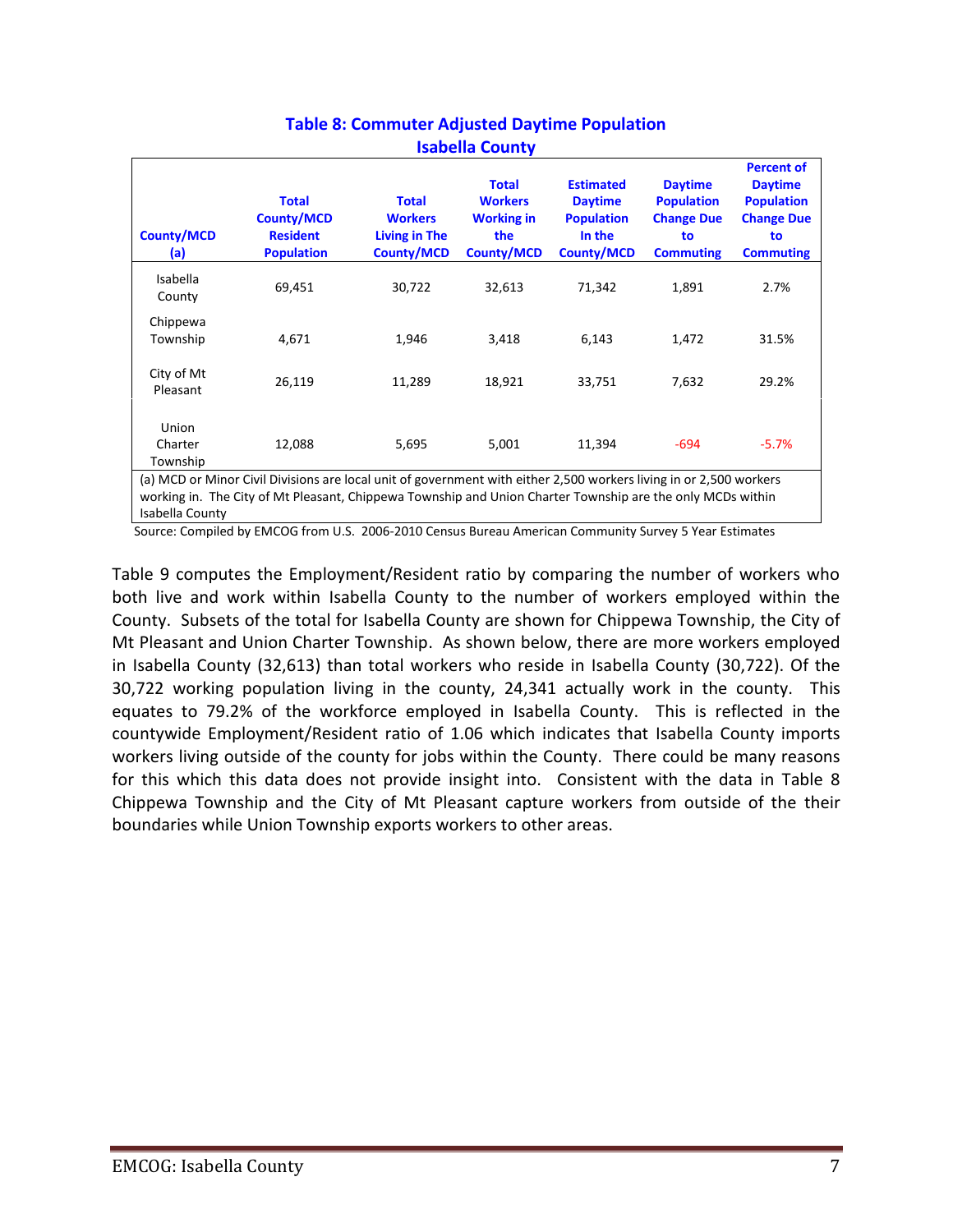**Table 8: Commuter Adjusted Daytime Population**
**Isabella County**

| County/MCD (a) | Total County/MCD Resident Population | Total Workers Living in The County/MCD | Total Workers Working in the County/MCD | Estimated Daytime Population In the County/MCD | Daytime Population Change Due to Commuting | Percent of Daytime Population Change Due to Commuting |
|---|---|---|---|---|---|---|
| Isabella County | 69,451 | 30,722 | 32,613 | 71,342 | 1,891 | 2.7% |
| Chippewa Township | 4,671 | 1,946 | 3,418 | 6,143 | 1,472 | 31.5% |
| City of Mt Pleasant | 26,119 | 11,289 | 18,921 | 33,751 | 7,632 | 29.2% |
| Union Charter Township | 12,088 | 5,695 | 5,001 | 11,394 | -694 | -5.7% |

(a) MCD or Minor Civil Divisions are local unit of government with either 2,500 workers living in or 2,500 workers working in. The City of Mt Pleasant, Chippewa Township and Union Charter Township are the only MCDs within Isabella County

Source: Compiled by EMCOG from U.S. 2006-2010 Census Bureau American Community Survey 5 Year Estimates

Table 9 computes the Employment/Resident ratio by comparing the number of workers who both live and work within Isabella County to the number of workers employed within the County. Subsets of the total for Isabella County are shown for Chippewa Township, the City of Mt Pleasant and Union Charter Township. As shown below, there are more workers employed in Isabella County (32,613) than total workers who reside in Isabella County (30,722). Of the 30,722 working population living in the county, 24,341 actually work in the county. This equates to 79.2% of the workforce employed in Isabella County. This is reflected in the countywide Employment/Resident ratio of 1.06 which indicates that Isabella County imports workers living outside of the county for jobs within the County. There could be many reasons for this which this data does not provide insight into. Consistent with the data in Table 8 Chippewa Township and the City of Mt Pleasant capture workers from outside of the their boundaries while Union Township exports workers to other areas.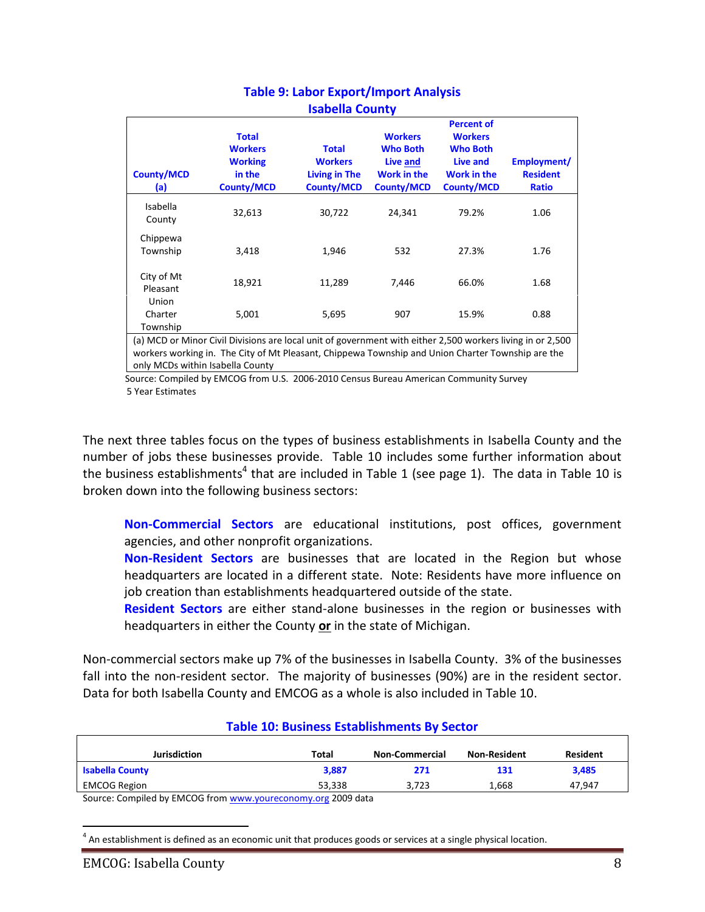### Table 9: Labor Export/Import Analysis
### Isabella County

| County/MCD (a) | Total Workers Working in the County/MCD | Total Workers Living in The County/MCD | Workers Who Both Live and Work in the County/MCD | Percent of Workers Who Both Live and Work in the County/MCD | Employment/ Resident Ratio |
|---|---|---|---|---|---|
| Isabella County | 32,613 | 30,722 | 24,341 | 79.2% | 1.06 |
| Chippewa Township | 3,418 | 1,946 | 532 | 27.3% | 1.76 |
| City of Mt Pleasant | 18,921 | 11,289 | 7,446 | 66.0% | 1.68 |
| Union Charter Township | 5,001 | 5,695 | 907 | 15.9% | 0.88 |

(a) MCD or Minor Civil Divisions are local unit of government with either 2,500 workers living in or 2,500 workers working in. The City of Mt Pleasant, Chippewa Township and Union Charter Township are the only MCDs within Isabella County

Source: Compiled by EMCOG from U.S. 2006-2010 Census Bureau American Community Survey 5 Year Estimates

The next three tables focus on the types of business establishments in Isabella County and the number of jobs these businesses provide. Table 10 includes some further information about the business establishments[4] that are included in Table 1 (see page 1). The data in Table 10 is broken down into the following business sectors:

> **Non-Commercial Sectors** are educational institutions, post offices, government agencies, and other nonprofit organizations.
> **Non-Resident Sectors** are businesses that are located in the Region but whose headquarters are located in a different state. Note: Residents have more influence on job creation than establishments headquartered outside of the state.
> **Resident Sectors** are either stand-alone businesses in the region or businesses with headquarters in either the County **or** in the state of Michigan.

Non-commercial sectors make up 7% of the businesses in Isabella County. 3% of the businesses fall into the non-resident sector. The majority of businesses (90%) are in the resident sector. Data for both Isabella County and EMCOG as a whole is also included in Table 10.

### Table 10: Business Establishments By Sector

| Jurisdiction | Total | Non-Commercial | Non-Resident | Resident |
|---|---|---|---|---|
| **Isabella County** | **3,887** | **271** | **131** | **3,485** |
| EMCOG Region | 53,338 | 3,723 | 1,668 | 47,947 |

Source: Compiled by EMCOG from www.youreconomy.org 2009 data

[4] An establishment is defined as an economic unit that produces goods or services at a single physical location.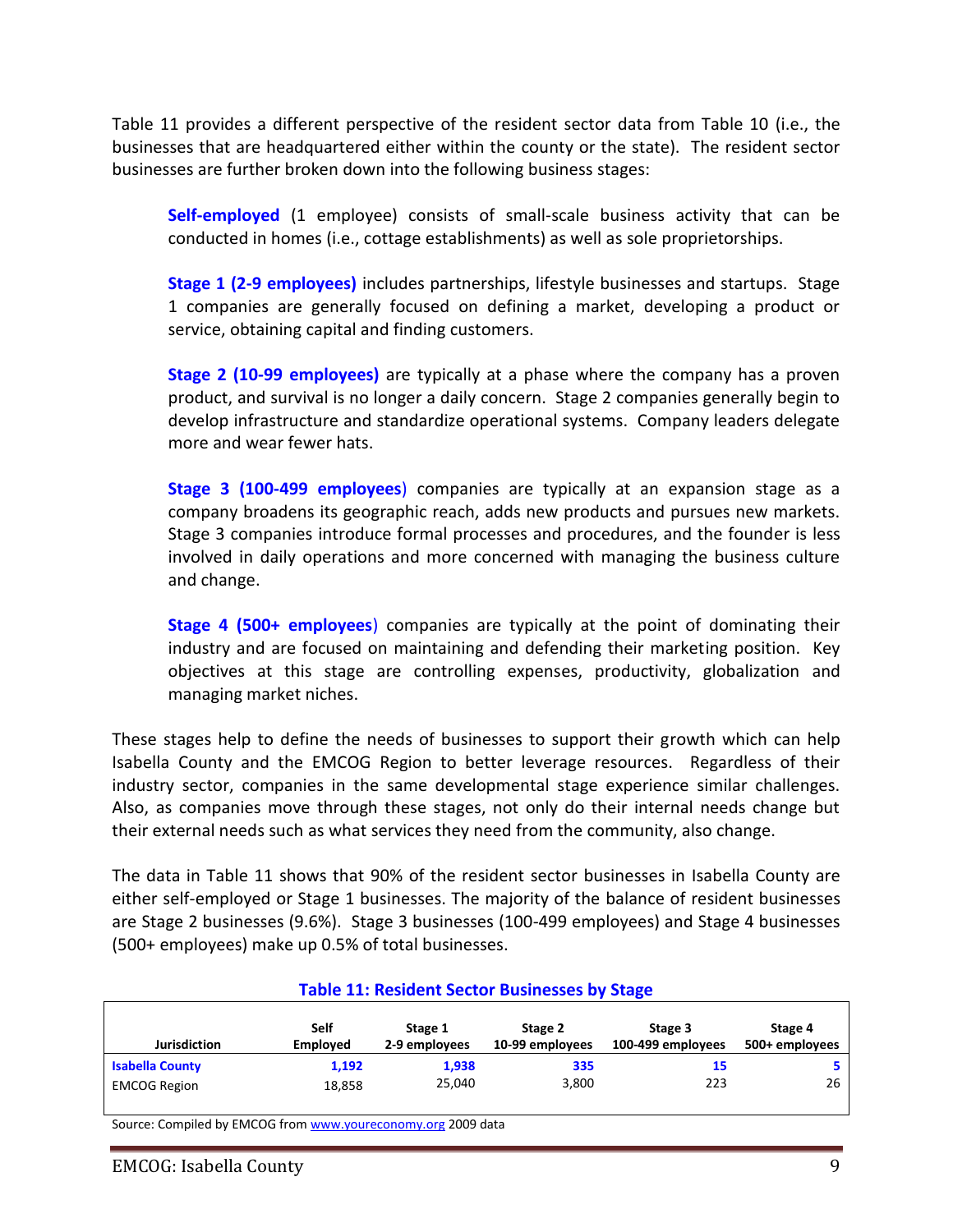Table 11 provides a different perspective of the resident sector data from Table 10 (i.e., the businesses that are headquartered either within the county or the state). The resident sector businesses are further broken down into the following business stages:

> **Self-employed** (1 employee) consists of small-scale business activity that can be conducted in homes (i.e., cottage establishments) as well as sole proprietorships.
>
> **Stage 1 (2-9 employees)** includes partnerships, lifestyle businesses and startups. Stage 1 companies are generally focused on defining a market, developing a product or service, obtaining capital and finding customers.
>
> **Stage 2 (10-99 employees)** are typically at a phase where the company has a proven product, and survival is no longer a daily concern. Stage 2 companies generally begin to develop infrastructure and standardize operational systems. Company leaders delegate more and wear fewer hats.
>
> **Stage 3 (100-499 employees**) companies are typically at an expansion stage as a company broadens its geographic reach, adds new products and pursues new markets. Stage 3 companies introduce formal processes and procedures, and the founder is less involved in daily operations and more concerned with managing the business culture and change.
>
> **Stage 4 (500+ employees**) companies are typically at the point of dominating their industry and are focused on maintaining and defending their marketing position. Key objectives at this stage are controlling expenses, productivity, globalization and managing market niches.

These stages help to define the needs of businesses to support their growth which can help Isabella County and the EMCOG Region to better leverage resources. Regardless of their industry sector, companies in the same developmental stage experience similar challenges. Also, as companies move through these stages, not only do their internal needs change but their external needs such as what services they need from the community, also change.

The data in Table 11 shows that 90% of the resident sector businesses in Isabella County are either self-employed or Stage 1 businesses. The majority of the balance of resident businesses are Stage 2 businesses (9.6%). Stage 3 businesses (100-499 employees) and Stage 4 businesses (500+ employees) make up 0.5% of total businesses.

**Table 11: Resident Sector Businesses by Stage**

| Jurisdiction | Self Employed | Stage 1 2-9 employees | Stage 2 10-99 employees | Stage 3 100-499 employees | Stage 4 500+ employees |
|---|---|---|---|---|---|
| **Isabella County** | **1,192** | **1,938** | **335** | **15** | **5** |
| EMCOG Region | 18,858 | 25,040 | 3,800 | 223 | 26 |

Source: Compiled by EMCOG from www.youreconomy.org 2009 data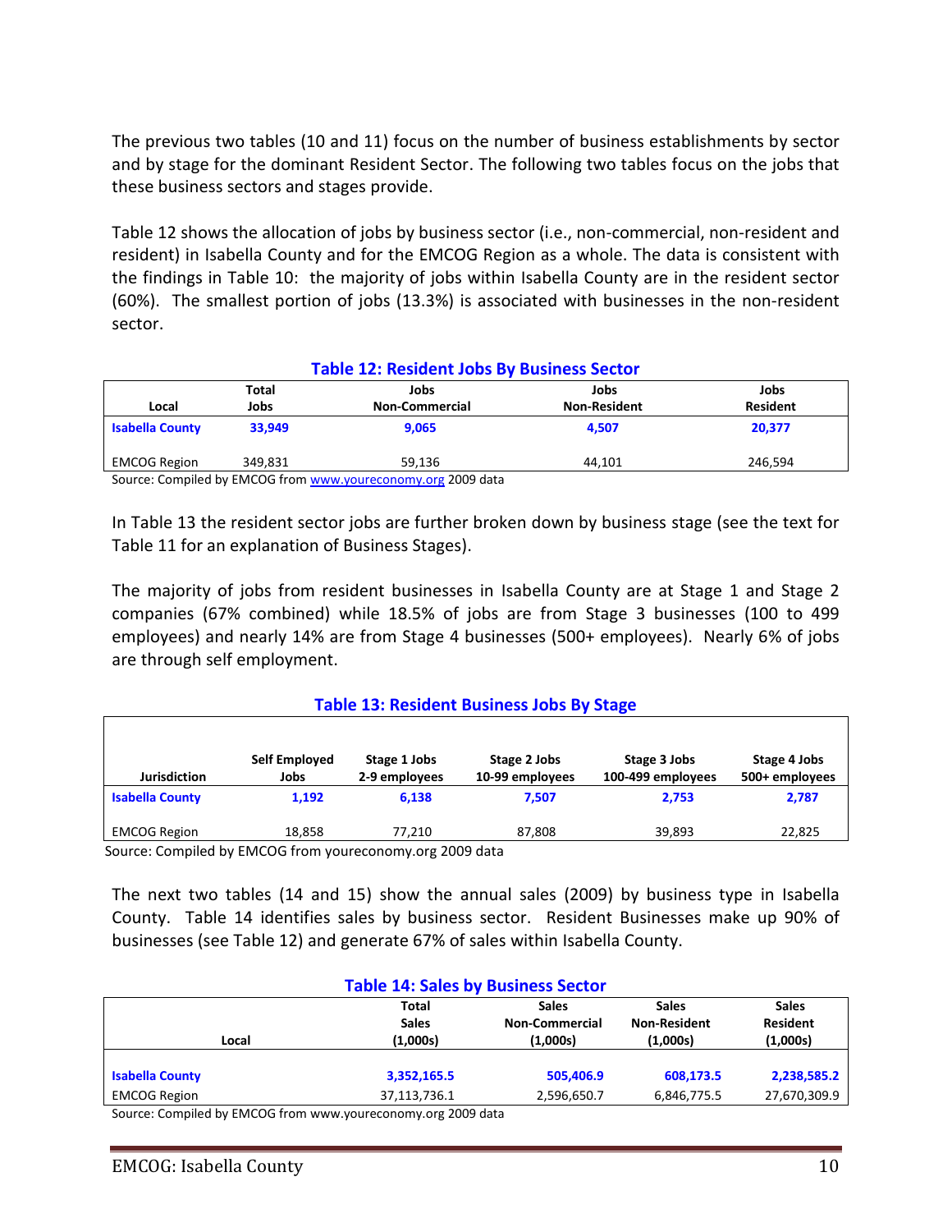The previous two tables (10 and 11) focus on the number of business establishments by sector and by stage for the dominant Resident Sector. The following two tables focus on the jobs that these business sectors and stages provide.

Table 12 shows the allocation of jobs by business sector (i.e., non-commercial, non-resident and resident) in Isabella County and for the EMCOG Region as a whole. The data is consistent with the findings in Table 10: the majority of jobs within Isabella County are in the resident sector (60%). The smallest portion of jobs (13.3%) is associated with businesses in the non-resident sector.

**Table 12: Resident Jobs By Business Sector**

| Local | Total Jobs | Jobs Non-Commercial | Jobs Non-Resident | Jobs Resident |
|---|---|---|---|---|
| **Isabella County** | **33,949** | **9,065** | **4,507** | **20,377** |
| EMCOG Region | 349,831 | 59,136 | 44,101 | 246,594 |

Source: Compiled by EMCOG from www.youreconomy.org 2009 data

In Table 13 the resident sector jobs are further broken down by business stage (see the text for Table 11 for an explanation of Business Stages).

The majority of jobs from resident businesses in Isabella County are at Stage 1 and Stage 2 companies (67% combined) while 18.5% of jobs are from Stage 3 businesses (100 to 499 employees) and nearly 14% are from Stage 4 businesses (500+ employees). Nearly 6% of jobs are through self employment.

**Table 13: Resident Business Jobs By Stage**

| Jurisdiction | Self Employed Jobs | Stage 1 Jobs 2-9 employees | Stage 2 Jobs 10-99 employees | Stage 3 Jobs 100-499 employees | Stage 4 Jobs 500+ employees |
|---|---|---|---|---|---|
| **Isabella County** | **1,192** | **6,138** | **7,507** | **2,753** | **2,787** |
| EMCOG Region | 18,858 | 77,210 | 87,808 | 39,893 | 22,825 |

Source: Compiled by EMCOG from youreconomy.org 2009 data

The next two tables (14 and 15) show the annual sales (2009) by business type in Isabella County. Table 14 identifies sales by business sector. Resident Businesses make up 90% of businesses (see Table 12) and generate 67% of sales within Isabella County.

**Table 14: Sales by Business Sector**

| Local | Total Sales (1,000s) | Sales Non-Commercial (1,000s) | Sales Non-Resident (1,000s) | Sales Resident (1,000s) |
|---|---|---|---|---|
| **Isabella County** | **3,352,165.5** | **505,406.9** | **608,173.5** | **2,238,585.2** |
| EMCOG Region | 37,113,736.1 | 2,596,650.7 | 6,846,775.5 | 27,670,309.9 |

Source: Compiled by EMCOG from www.youreconomy.org 2009 data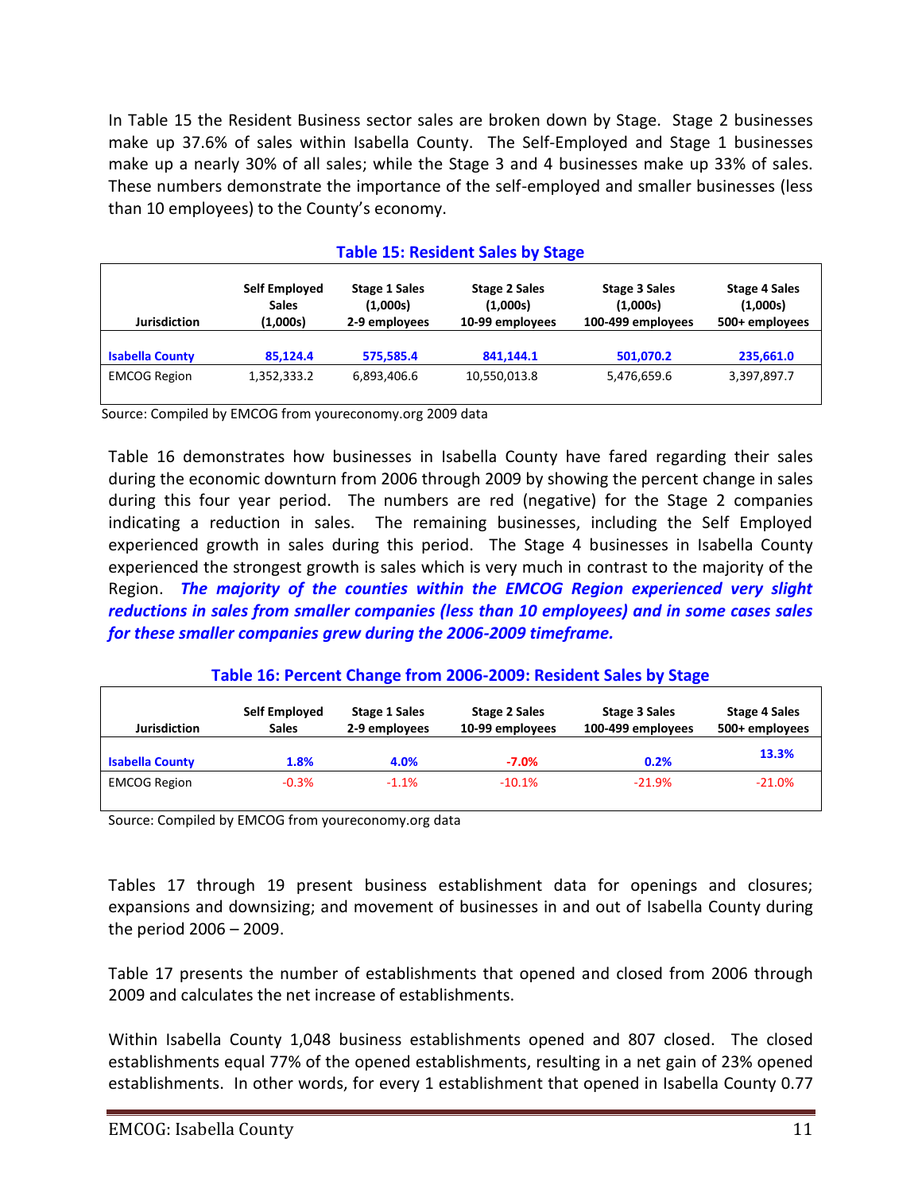In Table 15 the Resident Business sector sales are broken down by Stage. Stage 2 businesses make up 37.6% of sales within Isabella County. The Self-Employed and Stage 1 businesses make up a nearly 30% of all sales; while the Stage 3 and 4 businesses make up 33% of sales. These numbers demonstrate the importance of the self-employed and smaller businesses (less than 10 employees) to the County's economy.

**Table 15: Resident Sales by Stage**

| Jurisdiction | Self Employed Sales (1,000s) | Stage 1 Sales (1,000s) 2-9 employees | Stage 2 Sales (1,000s) 10-99 employees | Stage 3 Sales (1,000s) 100-499 employees | Stage 4 Sales (1,000s) 500+ employees |
|---|---|---|---|---|---|
| **Isabella County** | **85,124.4** | **575,585.4** | **841,144.1** | **501,070.2** | **235,661.0** |
| EMCOG Region | 1,352,333.2 | 6,893,406.6 | 10,550,013.8 | 5,476,659.6 | 3,397,897.7 |

Source: Compiled by EMCOG from youreconomy.org 2009 data

Table 16 demonstrates how businesses in Isabella County have fared regarding their sales during the economic downturn from 2006 through 2009 by showing the percent change in sales during this four year period. The numbers are red (negative) for the Stage 2 companies indicating a reduction in sales. The remaining businesses, including the Self Employed experienced growth in sales during this period. The Stage 4 businesses in Isabella County experienced the strongest growth is sales which is very much in contrast to the majority of the Region. ***The majority of the counties within the EMCOG Region experienced very slight reductions in sales from smaller companies (less than 10 employees) and in some cases sales for these smaller companies grew during the 2006-2009 timeframe.***

**Table 16: Percent Change from 2006-2009: Resident Sales by Stage**

| Jurisdiction | Self Employed Sales | Stage 1 Sales 2-9 employees | Stage 2 Sales 10-99 employees | Stage 3 Sales 100-499 employees | Stage 4 Sales 500+ employees |
|---|---|---|---|---|---|
| **Isabella County** | **1.8%** | **4.0%** | **-7.0%** | **0.2%** | **13.3%** |
| EMCOG Region | -0.3% | -1.1% | -10.1% | -21.9% | -21.0% |

Source: Compiled by EMCOG from youreconomy.org data

Tables 17 through 19 present business establishment data for openings and closures; expansions and downsizing; and movement of businesses in and out of Isabella County during the period 2006 – 2009.

Table 17 presents the number of establishments that opened and closed from 2006 through 2009 and calculates the net increase of establishments.

Within Isabella County 1,048 business establishments opened and 807 closed. The closed establishments equal 77% of the opened establishments, resulting in a net gain of 23% opened establishments. In other words, for every 1 establishment that opened in Isabella County 0.77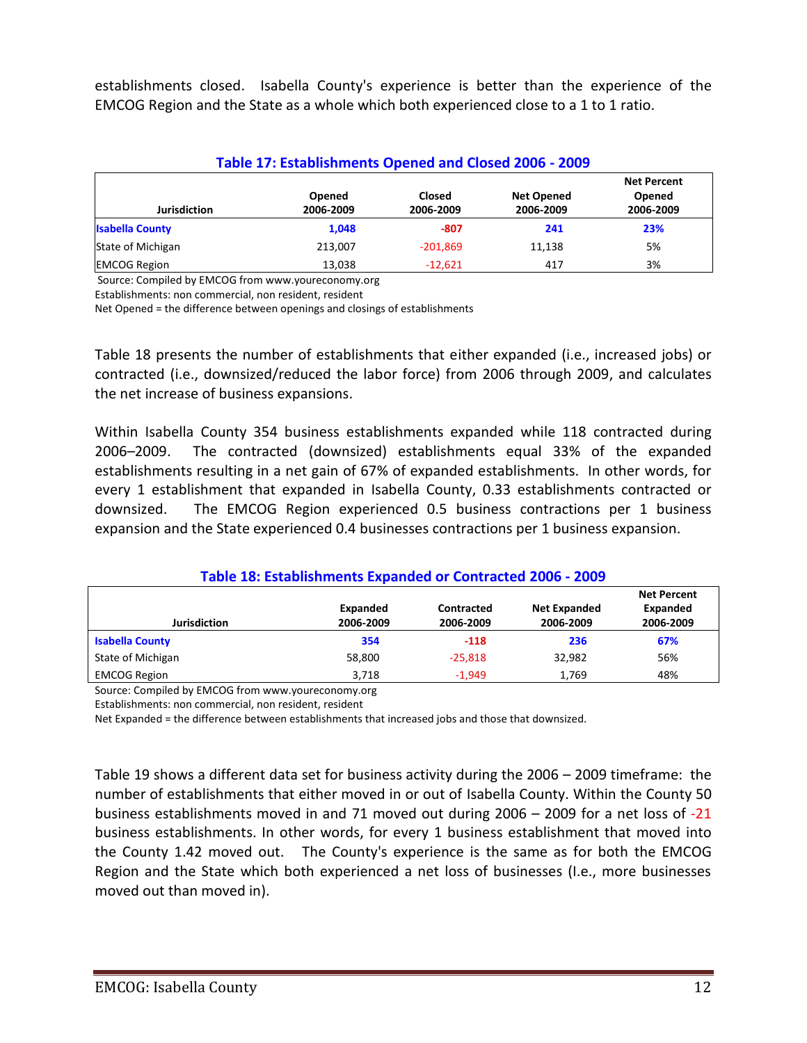establishments closed. Isabella County's experience is better than the experience of the EMCOG Region and the State as a whole which both experienced close to a 1 to 1 ratio.

### Table 17: Establishments Opened and Closed 2006 - 2009

| Jurisdiction | Opened 2006-2009 | Closed 2006-2009 | Net Opened 2006-2009 | Net Percent Opened 2006-2009 |
|---|---|---|---|---|
| **Isabella County** | **1,048** | **-807** | **241** | **23%** |
| State of Michigan | 213,007 | -201,869 | 11,138 | 5% |
| EMCOG Region | 13,038 | -12,621 | 417 | 3% |

Source: Compiled by EMCOG from www.youreconomy.org
Establishments: non commercial, non resident, resident
Net Opened = the difference between openings and closings of establishments

Table 18 presents the number of establishments that either expanded (i.e., increased jobs) or contracted (i.e., downsized/reduced the labor force) from 2006 through 2009, and calculates the net increase of business expansions.

Within Isabella County 354 business establishments expanded while 118 contracted during 2006–2009. The contracted (downsized) establishments equal 33% of the expanded establishments resulting in a net gain of 67% of expanded establishments. In other words, for every 1 establishment that expanded in Isabella County, 0.33 establishments contracted or downsized. The EMCOG Region experienced 0.5 business contractions per 1 business expansion and the State experienced 0.4 businesses contractions per 1 business expansion.

### Table 18: Establishments Expanded or Contracted 2006 - 2009

| Jurisdiction | Expanded 2006-2009 | Contracted 2006-2009 | Net Expanded 2006-2009 | Net Percent Expanded 2006-2009 |
|---|---|---|---|---|
| **Isabella County** | **354** | **-118** | **236** | **67%** |
| State of Michigan | 58,800 | -25,818 | 32,982 | 56% |
| EMCOG Region | 3,718 | -1,949 | 1,769 | 48% |

Source: Compiled by EMCOG from www.youreconomy.org
Establishments: non commercial, non resident, resident
Net Expanded = the difference between establishments that increased jobs and those that downsized.

Table 19 shows a different data set for business activity during the 2006 – 2009 timeframe: the number of establishments that either moved in or out of Isabella County. Within the County 50 business establishments moved in and 71 moved out during 2006 – 2009 for a net loss of -21 business establishments. In other words, for every 1 business establishment that moved into the County 1.42 moved out. The County's experience is the same as for both the EMCOG Region and the State which both experienced a net loss of businesses (I.e., more businesses moved out than moved in).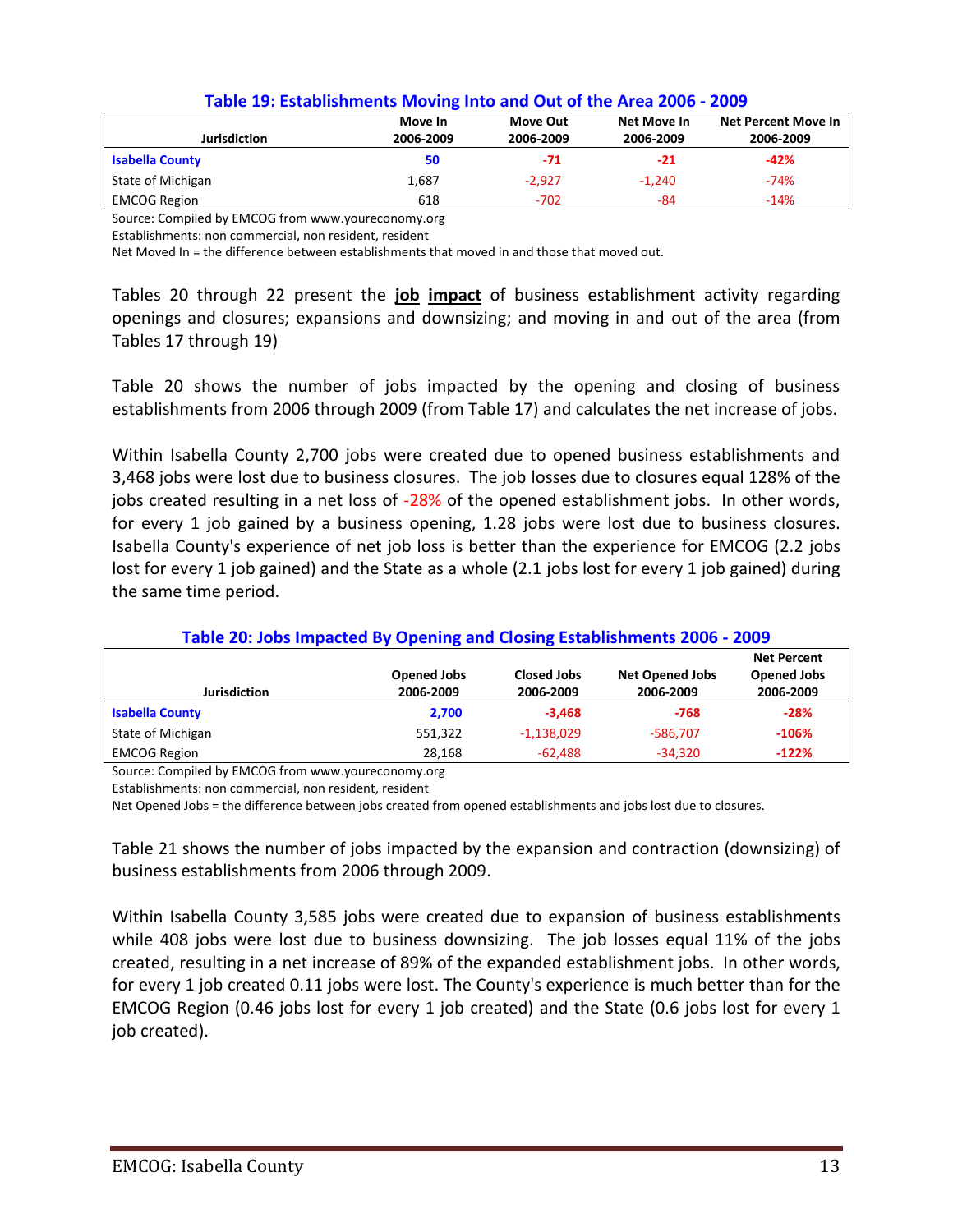**Table 19: Establishments Moving Into and Out of the Area 2006 - 2009**

| Jurisdiction | Move In 2006-2009 | Move Out 2006-2009 | Net Move In 2006-2009 | Net Percent Move In 2006-2009 |
|---|---|---|---|---|
| **Isabella County** | **50** | **-71** | **-21** | **-42%** |
| State of Michigan | 1,687 | -2,927 | -1,240 | -74% |
| EMCOG Region | 618 | -702 | -84 | -14% |

Source: Compiled by EMCOG from www.youreconomy.org
Establishments: non commercial, non resident, resident
Net Moved In = the difference between establishments that moved in and those that moved out.

Tables 20 through 22 present the **job impact** of business establishment activity regarding openings and closures; expansions and downsizing; and moving in and out of the area (from Tables 17 through 19)

Table 20 shows the number of jobs impacted by the opening and closing of business establishments from 2006 through 2009 (from Table 17) and calculates the net increase of jobs.

Within Isabella County 2,700 jobs were created due to opened business establishments and 3,468 jobs were lost due to business closures. The job losses due to closures equal 128% of the jobs created resulting in a net loss of -28% of the opened establishment jobs. In other words, for every 1 job gained by a business opening, 1.28 jobs were lost due to business closures. Isabella County's experience of net job loss is better than the experience for EMCOG (2.2 jobs lost for every 1 job gained) and the State as a whole (2.1 jobs lost for every 1 job gained) during the same time period.

**Table 20: Jobs Impacted By Opening and Closing Establishments 2006 - 2009**

| Jurisdiction | Opened Jobs 2006-2009 | Closed Jobs 2006-2009 | Net Opened Jobs 2006-2009 | Net Percent Opened Jobs 2006-2009 |
|---|---|---|---|---|
| **Isabella County** | **2,700** | **-3,468** | **-768** | **-28%** |
| State of Michigan | 551,322 | -1,138,029 | -586,707 | **-106%** |
| EMCOG Region | 28,168 | -62,488 | -34,320 | **-122%** |

Source: Compiled by EMCOG from www.youreconomy.org
Establishments: non commercial, non resident, resident
Net Opened Jobs = the difference between jobs created from opened establishments and jobs lost due to closures.

Table 21 shows the number of jobs impacted by the expansion and contraction (downsizing) of business establishments from 2006 through 2009.

Within Isabella County 3,585 jobs were created due to expansion of business establishments while 408 jobs were lost due to business downsizing. The job losses equal 11% of the jobs created, resulting in a net increase of 89% of the expanded establishment jobs. In other words, for every 1 job created 0.11 jobs were lost. The County's experience is much better than for the EMCOG Region (0.46 jobs lost for every 1 job created) and the State (0.6 jobs lost for every 1 job created).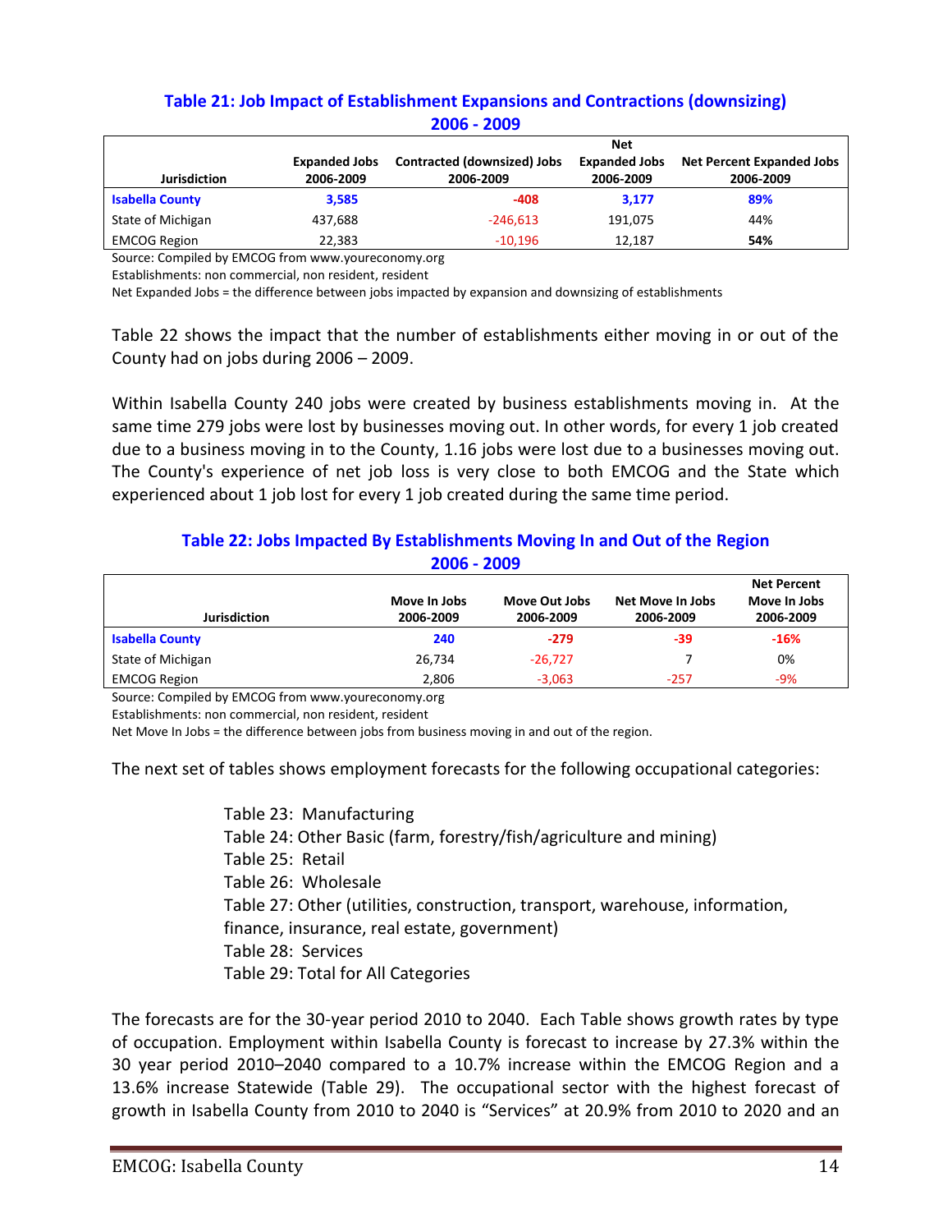### Table 21: Job Impact of Establishment Expansions and Contractions (downsizing) 2006 - 2009

| Jurisdiction | Expanded Jobs 2006-2009 | Contracted (downsized) Jobs 2006-2009 | Net Expanded Jobs 2006-2009 | Net Percent Expanded Jobs 2006-2009 |
|---|---|---|---|---|
| **Isabella County** | **3,585** | **-408** | **3,177** | **89%** |
| State of Michigan | 437,688 | -246,613 | 191,075 | 44% |
| EMCOG Region | 22,383 | -10,196 | 12,187 | **54%** |

Source: Compiled by EMCOG from www.youreconomy.org

Establishments: non commercial, non resident, resident

Net Expanded Jobs = the difference between jobs impacted by expansion and downsizing of establishments

Table 22 shows the impact that the number of establishments either moving in or out of the County had on jobs during 2006 – 2009.

Within Isabella County 240 jobs were created by business establishments moving in. At the same time 279 jobs were lost by businesses moving out. In other words, for every 1 job created due to a business moving in to the County, 1.16 jobs were lost due to a businesses moving out. The County's experience of net job loss is very close to both EMCOG and the State which experienced about 1 job lost for every 1 job created during the same time period.

### Table 22: Jobs Impacted By Establishments Moving In and Out of the Region 2006 - 2009

| Jurisdiction | Move In Jobs 2006-2009 | Move Out Jobs 2006-2009 | Net Move In Jobs 2006-2009 | Net Percent Move In Jobs 2006-2009 |
|---|---|---|---|---|
| **Isabella County** | **240** | **-279** | **-39** | **-16%** |
| State of Michigan | 26,734 | -26,727 | 7 | 0% |
| EMCOG Region | 2,806 | -3,063 | -257 | -9% |

Source: Compiled by EMCOG from www.youreconomy.org

Establishments: non commercial, non resident, resident

Net Move In Jobs = the difference between jobs from business moving in and out of the region.

The next set of tables shows employment forecasts for the following occupational categories:

Table 23: Manufacturing  
Table 24: Other Basic (farm, forestry/fish/agriculture and mining)  
Table 25: Retail  
Table 26: Wholesale  
Table 27: Other (utilities, construction, transport, warehouse, information, finance, insurance, real estate, government)  
Table 28: Services  
Table 29: Total for All Categories

The forecasts are for the 30-year period 2010 to 2040. Each Table shows growth rates by type of occupation. Employment within Isabella County is forecast to increase by 27.3% within the 30 year period 2010–2040 compared to a 10.7% increase within the EMCOG Region and a 13.6% increase Statewide (Table 29). The occupational sector with the highest forecast of growth in Isabella County from 2010 to 2040 is "Services" at 20.9% from 2010 to 2020 and an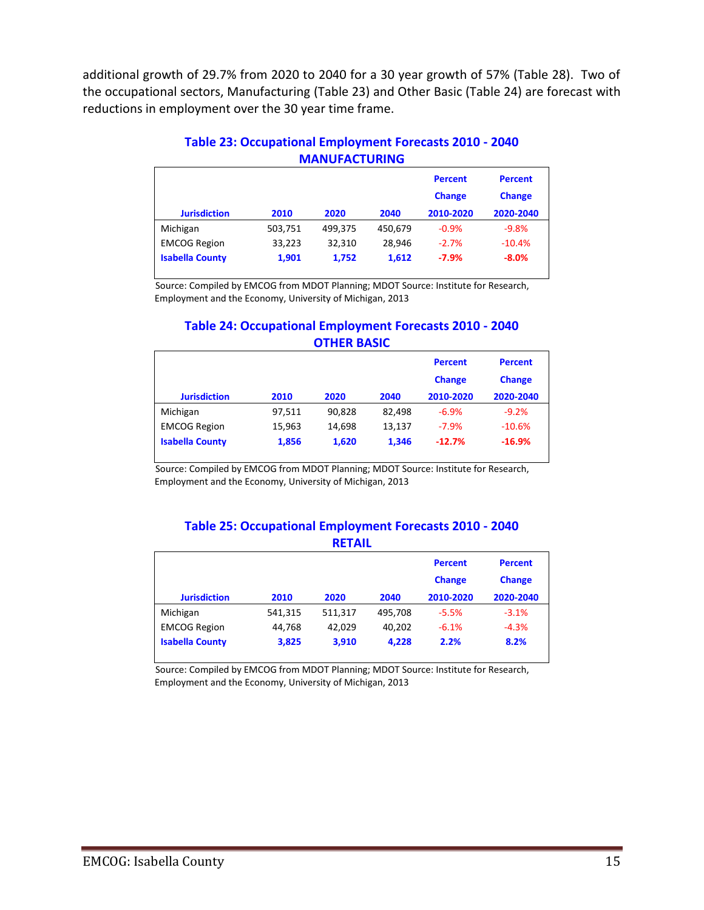additional growth of 29.7% from 2020 to 2040 for a 30 year growth of 57% (Table 28). Two of the occupational sectors, Manufacturing (Table 23) and Other Basic (Table 24) are forecast with reductions in employment over the 30 year time frame.

### Table 23: Occupational Employment Forecasts 2010 - 2040 MANUFACTURING

| Jurisdiction | 2010 | 2020 | 2040 | Percent Change 2010-2020 | Percent Change 2020-2040 |
|---|---|---|---|---|---|
| Michigan | 503,751 | 499,375 | 450,679 | -0.9% | -9.8% |
| EMCOG Region | 33,223 | 32,310 | 28,946 | -2.7% | -10.4% |
| **Isabella County** | **1,901** | **1,752** | **1,612** | **-7.9%** | **-8.0%** |

Source: Compiled by EMCOG from MDOT Planning; MDOT Source: Institute for Research, Employment and the Economy, University of Michigan, 2013

### Table 24: Occupational Employment Forecasts 2010 - 2040 OTHER BASIC

| Jurisdiction | 2010 | 2020 | 2040 | Percent Change 2010-2020 | Percent Change 2020-2040 |
|---|---|---|---|---|---|
| Michigan | 97,511 | 90,828 | 82,498 | -6.9% | -9.2% |
| EMCOG Region | 15,963 | 14,698 | 13,137 | -7.9% | -10.6% |
| **Isabella County** | **1,856** | **1,620** | **1,346** | **-12.7%** | **-16.9%** |

Source: Compiled by EMCOG from MDOT Planning; MDOT Source: Institute for Research, Employment and the Economy, University of Michigan, 2013

### Table 25: Occupational Employment Forecasts 2010 - 2040 RETAIL

| Jurisdiction | 2010 | 2020 | 2040 | Percent Change 2010-2020 | Percent Change 2020-2040 |
|---|---|---|---|---|---|
| Michigan | 541,315 | 511,317 | 495,708 | -5.5% | -3.1% |
| EMCOG Region | 44,768 | 42,029 | 40,202 | -6.1% | -4.3% |
| **Isabella County** | **3,825** | **3,910** | **4,228** | **2.2%** | **8.2%** |

Source: Compiled by EMCOG from MDOT Planning; MDOT Source: Institute for Research, Employment and the Economy, University of Michigan, 2013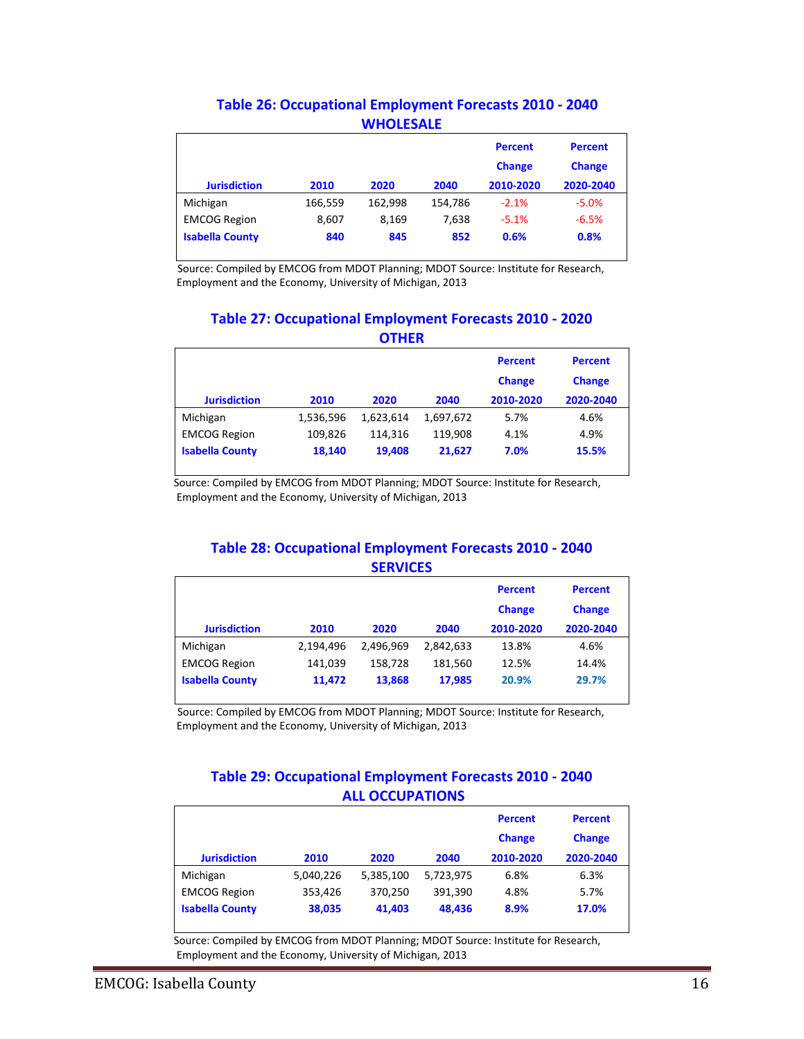### Table 26: Occupational Employment Forecasts 2010 - 2040
### WHOLESALE

| Jurisdiction | 2010 | 2020 | 2040 | Percent Change 2010-2020 | Percent Change 2020-2040 |
|---|---|---|---|---|---|
| Michigan | 166,559 | 162,998 | 154,786 | -2.1% | -5.0% |
| EMCOG Region | 8,607 | 8,169 | 7,638 | -5.1% | -6.5% |
| **Isabella County** | **840** | **845** | **852** | **0.6%** | **0.8%** |

Source: Compiled by EMCOG from MDOT Planning; MDOT Source: Institute for Research, Employment and the Economy, University of Michigan, 2013

### Table 27: Occupational Employment Forecasts 2010 - 2020
### OTHER

| Jurisdiction | 2010 | 2020 | 2040 | Percent Change 2010-2020 | Percent Change 2020-2040 |
|---|---|---|---|---|---|
| Michigan | 1,536,596 | 1,623,614 | 1,697,672 | 5.7% | 4.6% |
| EMCOG Region | 109,826 | 114,316 | 119,908 | 4.1% | 4.9% |
| **Isabella County** | **18,140** | **19,408** | **21,627** | **7.0%** | **15.5%** |

Source: Compiled by EMCOG from MDOT Planning; MDOT Source: Institute for Research, Employment and the Economy, University of Michigan, 2013

### Table 28: Occupational Employment Forecasts 2010 - 2040
### SERVICES

| Jurisdiction | 2010 | 2020 | 2040 | Percent Change 2010-2020 | Percent Change 2020-2040 |
|---|---|---|---|---|---|
| Michigan | 2,194,496 | 2,496,969 | 2,842,633 | 13.8% | 4.6% |
| EMCOG Region | 141,039 | 158,728 | 181,560 | 12.5% | 14.4% |
| **Isabella County** | **11,472** | **13,868** | **17,985** | **20.9%** | **29.7%** |

Source: Compiled by EMCOG from MDOT Planning; MDOT Source: Institute for Research, Employment and the Economy, University of Michigan, 2013

### Table 29: Occupational Employment Forecasts 2010 - 2040
### ALL OCCUPATIONS

| Jurisdiction | 2010 | 2020 | 2040 | Percent Change 2010-2020 | Percent Change 2020-2040 |
|---|---|---|---|---|---|
| Michigan | 5,040,226 | 5,385,100 | 5,723,975 | 6.8% | 6.3% |
| EMCOG Region | 353,426 | 370,250 | 391,390 | 4.8% | 5.7% |
| **Isabella County** | **38,035** | **41,403** | **48,436** | **8.9%** | **17.0%** |

Source: Compiled by EMCOG from MDOT Planning; MDOT Source: Institute for Research, Employment and the Economy, University of Michigan, 2013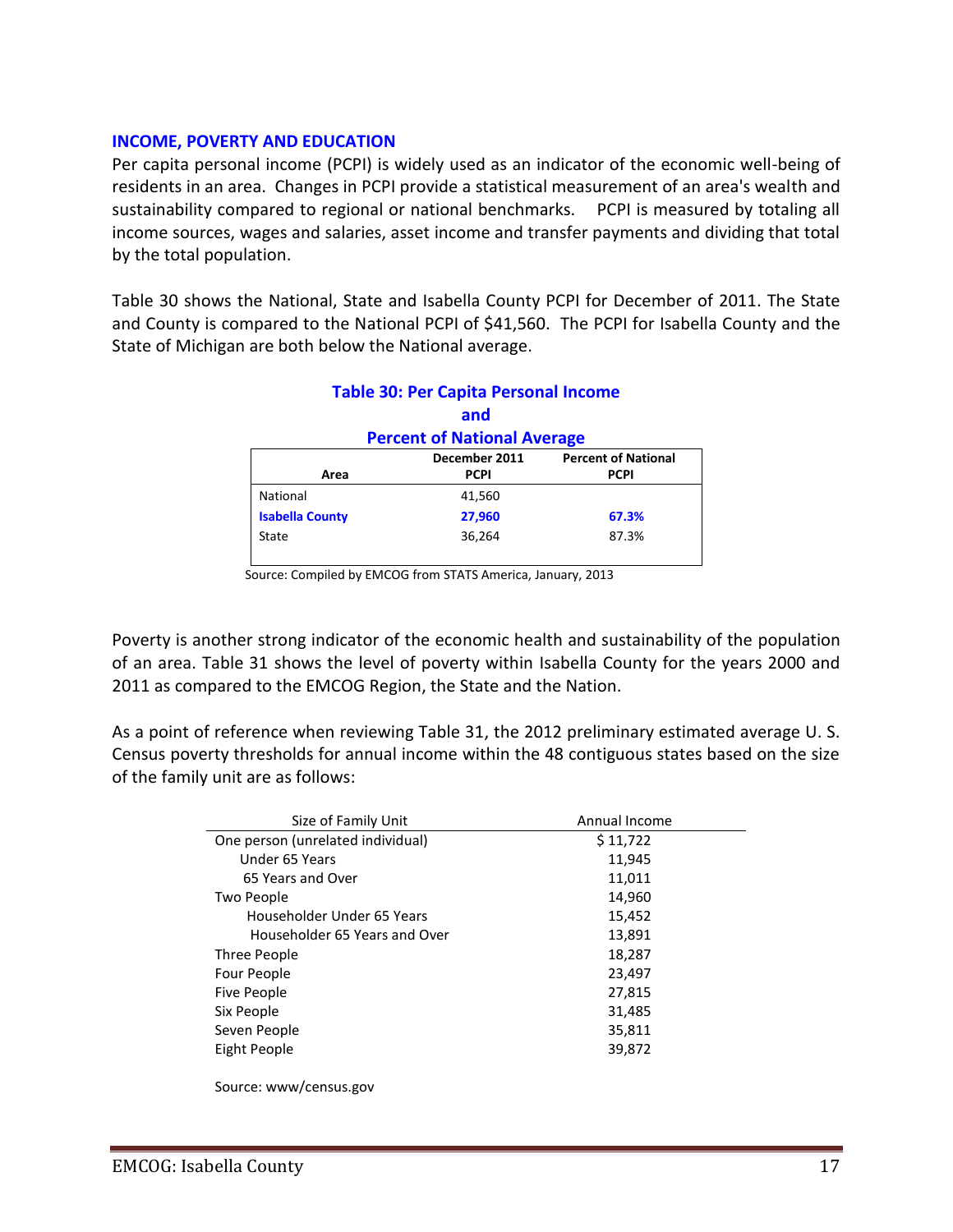## INCOME, POVERTY AND EDUCATION

Per capita personal income (PCPI) is widely used as an indicator of the economic well-being of residents in an area. Changes in PCPI provide a statistical measurement of an area's wealth and sustainability compared to regional or national benchmarks. PCPI is measured by totaling all income sources, wages and salaries, asset income and transfer payments and dividing that total by the total population.

Table 30 shows the National, State and Isabella County PCPI for December of 2011. The State and County is compared to the National PCPI of $41,560. The PCPI for Isabella County and the State of Michigan are both below the National average.

**Table 30: Per Capita Personal Income and Percent of National Average**

| Area | December 2011 PCPI | Percent of National PCPI |
|---|---|---|
| National | 41,560 | |
| **Isabella County** | **27,960** | **67.3%** |
| State | 36,264 | 87.3% |

Source: Compiled by EMCOG from STATS America, January, 2013

Poverty is another strong indicator of the economic health and sustainability of the population of an area. Table 31 shows the level of poverty within Isabella County for the years 2000 and 2011 as compared to the EMCOG Region, the State and the Nation.

As a point of reference when reviewing Table 31, the 2012 preliminary estimated average U. S. Census poverty thresholds for annual income within the 48 contiguous states based on the size of the family unit are as follows:

| Size of Family Unit | Annual Income |
|---|---|
| One person (unrelated individual) | $ 11,722 |
| Under 65 Years | 11,945 |
| 65 Years and Over | 11,011 |
| Two People | 14,960 |
| Householder Under 65 Years | 15,452 |
| Householder 65 Years and Over | 13,891 |
| Three People | 18,287 |
| Four People | 23,497 |
| Five People | 27,815 |
| Six People | 31,485 |
| Seven People | 35,811 |
| Eight People | 39,872 |

Source: www/census.gov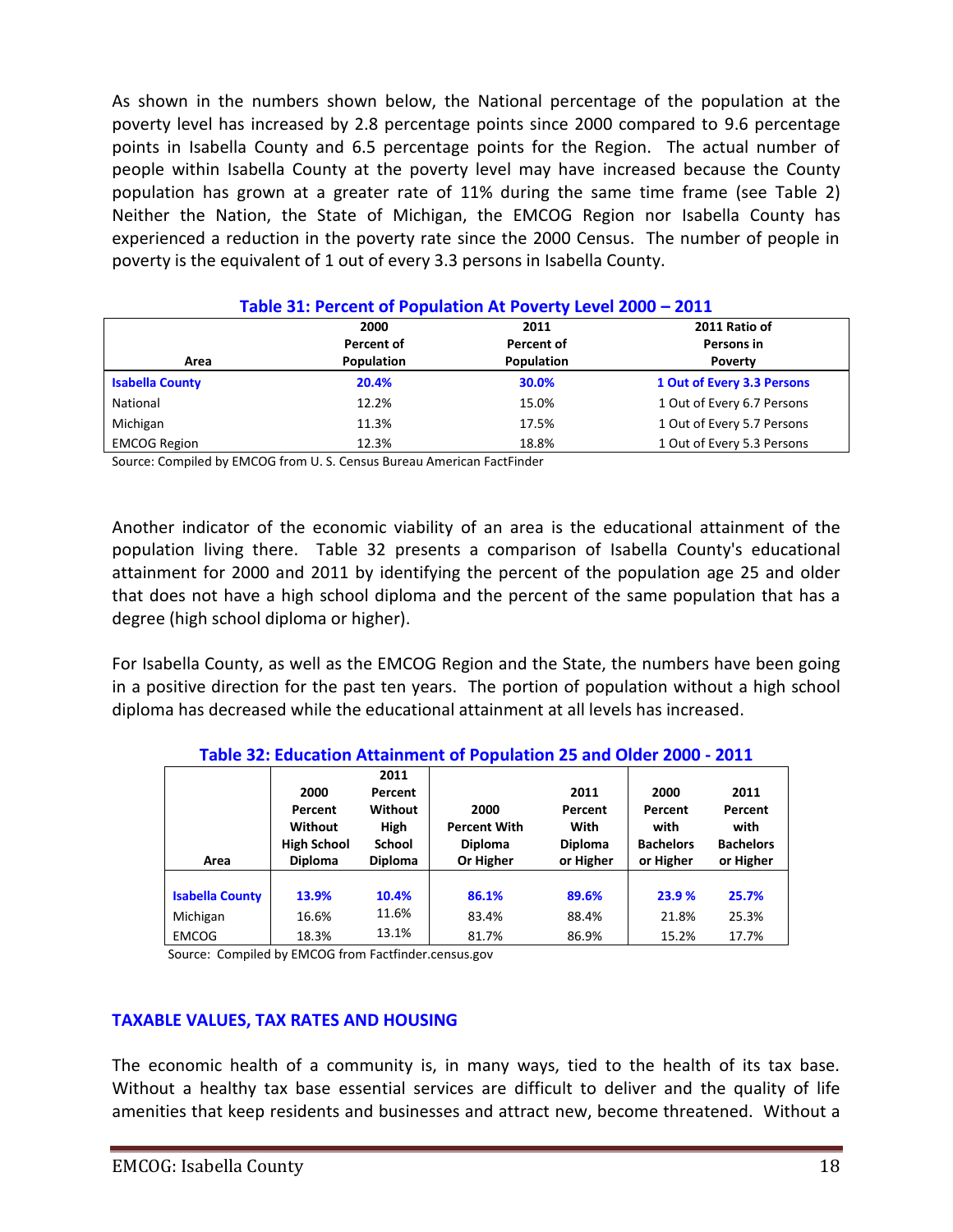As shown in the numbers shown below, the National percentage of the population at the poverty level has increased by 2.8 percentage points since 2000 compared to 9.6 percentage points in Isabella County and 6.5 percentage points for the Region. The actual number of people within Isabella County at the poverty level may have increased because the County population has grown at a greater rate of 11% during the same time frame (see Table 2) Neither the Nation, the State of Michigan, the EMCOG Region nor Isabella County has experienced a reduction in the poverty rate since the 2000 Census. The number of people in poverty is the equivalent of 1 out of every 3.3 persons in Isabella County.

**Table 31: Percent of Population At Poverty Level 2000 – 2011**

| Area | 2000 Percent of Population | 2011 Percent of Population | 2011 Ratio of Persons in Poverty |
|---|---|---|---|
| **Isabella County** | **20.4%** | **30.0%** | **1 Out of Every 3.3 Persons** |
| National | 12.2% | 15.0% | 1 Out of Every 6.7 Persons |
| Michigan | 11.3% | 17.5% | 1 Out of Every 5.7 Persons |
| EMCOG Region | 12.3% | 18.8% | 1 Out of Every 5.3 Persons |

Source: Compiled by EMCOG from U. S. Census Bureau American FactFinder

Another indicator of the economic viability of an area is the educational attainment of the population living there. Table 32 presents a comparison of Isabella County's educational attainment for 2000 and 2011 by identifying the percent of the population age 25 and older that does not have a high school diploma and the percent of the same population that has a degree (high school diploma or higher).

For Isabella County, as well as the EMCOG Region and the State, the numbers have been going in a positive direction for the past ten years. The portion of population without a high school diploma has decreased while the educational attainment at all levels has increased.

**Table 32: Education Attainment of Population 25 and Older 2000 - 2011**

| Area | 2000 Percent Without High School Diploma | 2011 Percent Without High School Diploma | 2000 Percent With Diploma Or Higher | 2011 Percent With Diploma or Higher | 2000 Percent with Bachelors or Higher | 2011 Percent with Bachelors or Higher |
|---|---|---|---|---|---|---|
| **Isabella County** | **13.9%** | **10.4%** | **86.1%** | **89.6%** | **23.9 %** | **25.7%** |
| Michigan | 16.6% | 11.6% | 83.4% | 88.4% | 21.8% | 25.3% |
| EMCOG | 18.3% | 13.1% | 81.7% | 86.9% | 15.2% | 17.7% |

Source: Compiled by EMCOG from Factfinder.census.gov

## TAXABLE VALUES, TAX RATES AND HOUSING

The economic health of a community is, in many ways, tied to the health of its tax base. Without a healthy tax base essential services are difficult to deliver and the quality of life amenities that keep residents and businesses and attract new, become threatened. Without a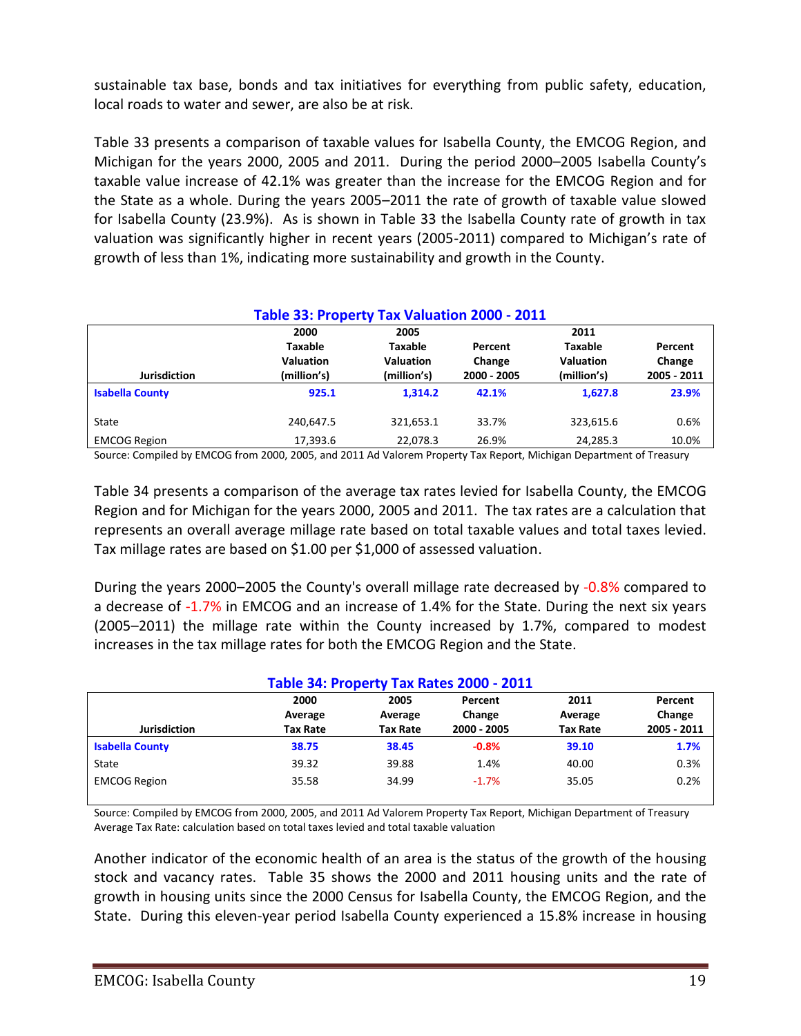sustainable tax base, bonds and tax initiatives for everything from public safety, education, local roads to water and sewer, are also be at risk.

Table 33 presents a comparison of taxable values for Isabella County, the EMCOG Region, and Michigan for the years 2000, 2005 and 2011. During the period 2000–2005 Isabella County's taxable value increase of 42.1% was greater than the increase for the EMCOG Region and for the State as a whole. During the years 2005–2011 the rate of growth of taxable value slowed for Isabella County (23.9%). As is shown in Table 33 the Isabella County rate of growth in tax valuation was significantly higher in recent years (2005-2011) compared to Michigan's rate of growth of less than 1%, indicating more sustainability and growth in the County.

**Table 33: Property Tax Valuation 2000 - 2011**

| Jurisdiction | 2000 Taxable Valuation (million's) | 2005 Taxable Valuation (million's) | Percent Change 2000 - 2005 | 2011 Taxable Valuation (million's) | Percent Change 2005 - 2011 |
|---|---|---|---|---|---|
| **Isabella County** | **925.1** | **1,314.2** | **42.1%** | **1,627.8** | **23.9%** |
| State | 240,647.5 | 321,653.1 | 33.7% | 323,615.6 | 0.6% |
| EMCOG Region | 17,393.6 | 22,078.3 | 26.9% | 24,285.3 | 10.0% |

Source: Compiled by EMCOG from 2000, 2005, and 2011 Ad Valorem Property Tax Report, Michigan Department of Treasury

Table 34 presents a comparison of the average tax rates levied for Isabella County, the EMCOG Region and for Michigan for the years 2000, 2005 and 2011. The tax rates are a calculation that represents an overall average millage rate based on total taxable values and total taxes levied. Tax millage rates are based on $1.00 per $1,000 of assessed valuation.

During the years 2000–2005 the County's overall millage rate decreased by -0.8% compared to a decrease of -1.7% in EMCOG and an increase of 1.4% for the State. During the next six years (2005–2011) the millage rate within the County increased by 1.7%, compared to modest increases in the tax millage rates for both the EMCOG Region and the State.

**Table 34: Property Tax Rates 2000 - 2011**

| Jurisdiction | 2000 Average Tax Rate | 2005 Average Tax Rate | Percent Change 2000 - 2005 | 2011 Average Tax Rate | Percent Change 2005 - 2011 |
|---|---|---|---|---|---|
| **Isabella County** | **38.75** | **38.45** | **-0.8%** | **39.10** | **1.7%** |
| State | 39.32 | 39.88 | 1.4% | 40.00 | 0.3% |
| EMCOG Region | 35.58 | 34.99 | -1.7% | 35.05 | 0.2% |

Source: Compiled by EMCOG from 2000, 2005, and 2011 Ad Valorem Property Tax Report, Michigan Department of Treasury
Average Tax Rate: calculation based on total taxes levied and total taxable valuation

Another indicator of the economic health of an area is the status of the growth of the housing stock and vacancy rates. Table 35 shows the 2000 and 2011 housing units and the rate of growth in housing units since the 2000 Census for Isabella County, the EMCOG Region, and the State. During this eleven-year period Isabella County experienced a 15.8% increase in housing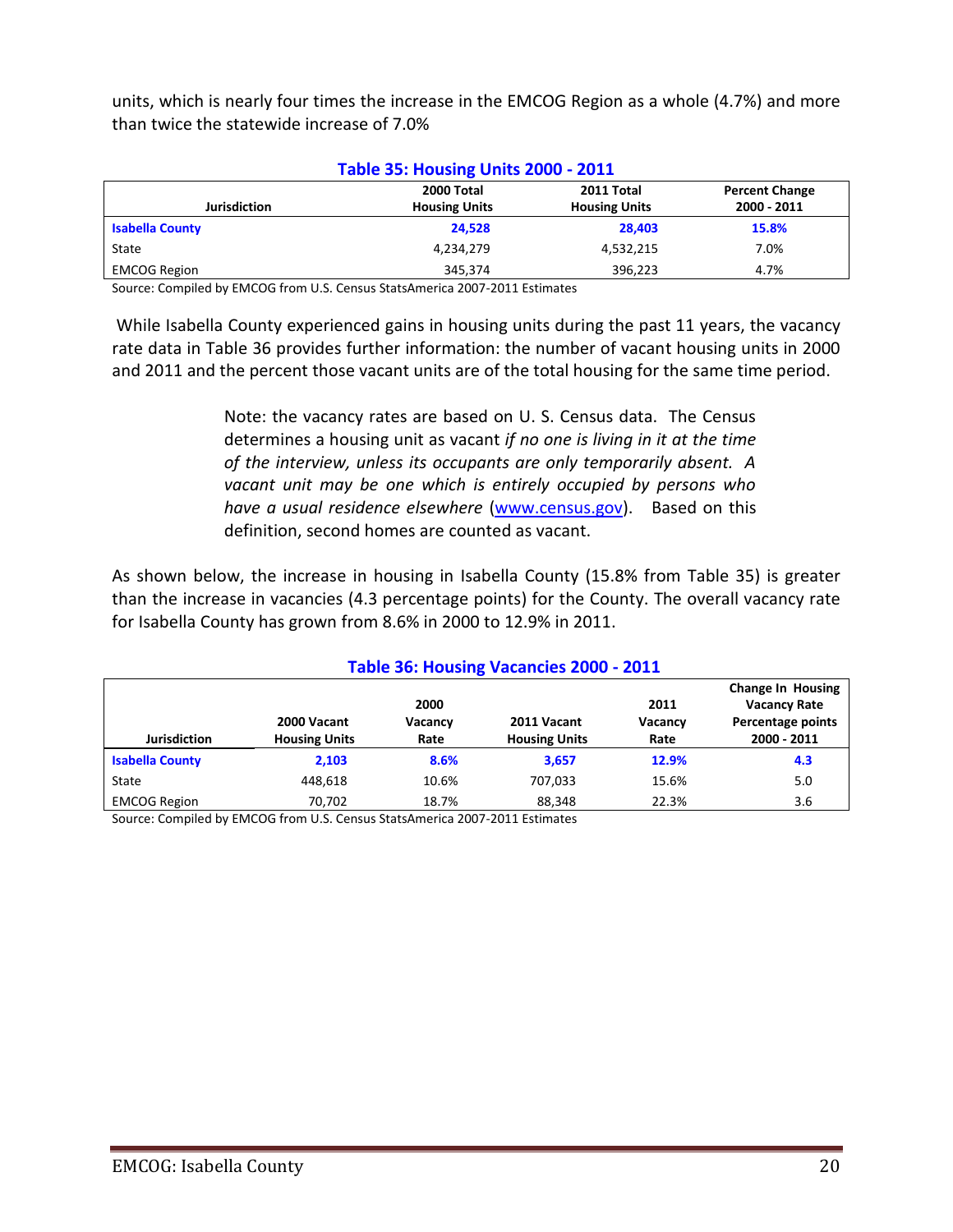units, which is nearly four times the increase in the EMCOG Region as a whole (4.7%) and more than twice the statewide increase of 7.0%

**Table 35: Housing Units 2000 - 2011**

| Jurisdiction | 2000 Total Housing Units | 2011 Total Housing Units | Percent Change 2000 - 2011 |
|---|---|---|---|
| **Isabella County** | **24,528** | **28,403** | **15.8%** |
| State | 4,234,279 | 4,532,215 | 7.0% |
| EMCOG Region | 345,374 | 396,223 | 4.7% |

Source: Compiled by EMCOG from U.S. Census StatsAmerica 2007-2011 Estimates

While Isabella County experienced gains in housing units during the past 11 years, the vacancy rate data in Table 36 provides further information: the number of vacant housing units in 2000 and 2011 and the percent those vacant units are of the total housing for the same time period.

> Note: the vacancy rates are based on U. S. Census data. The Census determines a housing unit as vacant *if no one is living in it at the time of the interview, unless its occupants are only temporarily absent. A vacant unit may be one which is entirely occupied by persons who have a usual residence elsewhere* (www.census.gov). Based on this definition, second homes are counted as vacant.

As shown below, the increase in housing in Isabella County (15.8% from Table 35) is greater than the increase in vacancies (4.3 percentage points) for the County. The overall vacancy rate for Isabella County has grown from 8.6% in 2000 to 12.9% in 2011.

**Table 36: Housing Vacancies 2000 - 2011**

| Jurisdiction | 2000 Vacant Housing Units | 2000 Vacancy Rate | 2011 Vacant Housing Units | 2011 Vacancy Rate | Change In Housing Vacancy Rate Percentage points 2000 - 2011 |
|---|---|---|---|---|---|
| **Isabella County** | **2,103** | **8.6%** | **3,657** | **12.9%** | **4.3** |
| State | 448,618 | 10.6% | 707,033 | 15.6% | 5.0 |
| EMCOG Region | 70,702 | 18.7% | 88,348 | 22.3% | 3.6 |

Source: Compiled by EMCOG from U.S. Census StatsAmerica 2007-2011 Estimates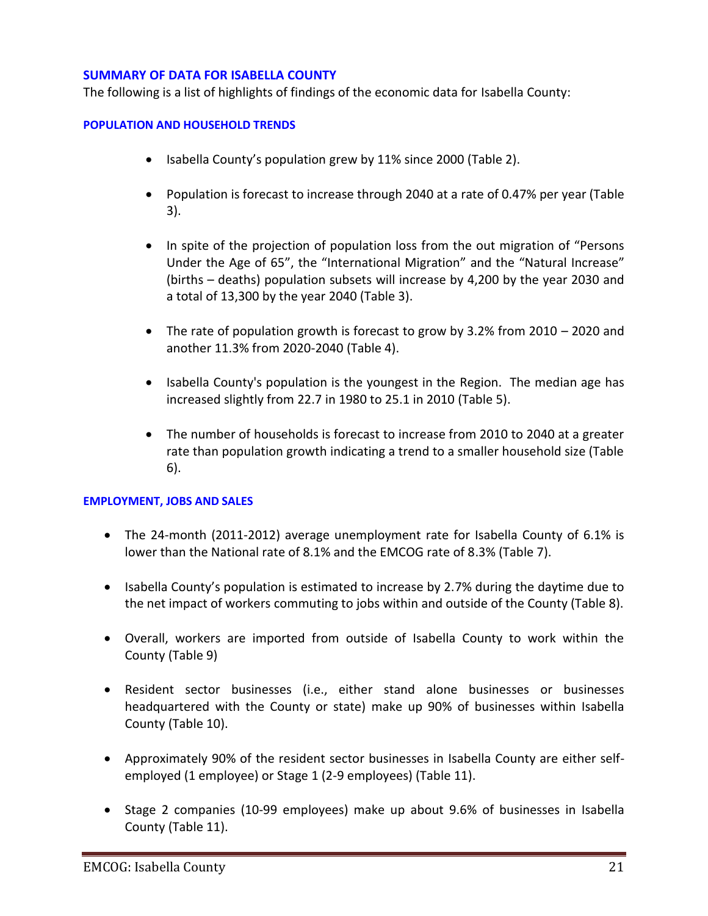## SUMMARY OF DATA FOR ISABELLA COUNTY

The following is a list of highlights of findings of the economic data for Isabella County:

### POPULATION AND HOUSEHOLD TRENDS

- Isabella County's population grew by 11% since 2000 (Table 2).
- Population is forecast to increase through 2040 at a rate of 0.47% per year (Table 3).
- In spite of the projection of population loss from the out migration of "Persons Under the Age of 65", the "International Migration" and the "Natural Increase" (births – deaths) population subsets will increase by 4,200 by the year 2030 and a total of 13,300 by the year 2040 (Table 3).
- The rate of population growth is forecast to grow by 3.2% from 2010 – 2020 and another 11.3% from 2020-2040 (Table 4).
- Isabella County's population is the youngest in the Region. The median age has increased slightly from 22.7 in 1980 to 25.1 in 2010 (Table 5).
- The number of households is forecast to increase from 2010 to 2040 at a greater rate than population growth indicating a trend to a smaller household size (Table 6).

### EMPLOYMENT, JOBS AND SALES

- The 24-month (2011-2012) average unemployment rate for Isabella County of 6.1% is lower than the National rate of 8.1% and the EMCOG rate of 8.3% (Table 7).
- Isabella County's population is estimated to increase by 2.7% during the daytime due to the net impact of workers commuting to jobs within and outside of the County (Table 8).
- Overall, workers are imported from outside of Isabella County to work within the County (Table 9)
- Resident sector businesses (i.e., either stand alone businesses or businesses headquartered with the County or state) make up 90% of businesses within Isabella County (Table 10).
- Approximately 90% of the resident sector businesses in Isabella County are either self-employed (1 employee) or Stage 1 (2-9 employees) (Table 11).
- Stage 2 companies (10-99 employees) make up about 9.6% of businesses in Isabella County (Table 11).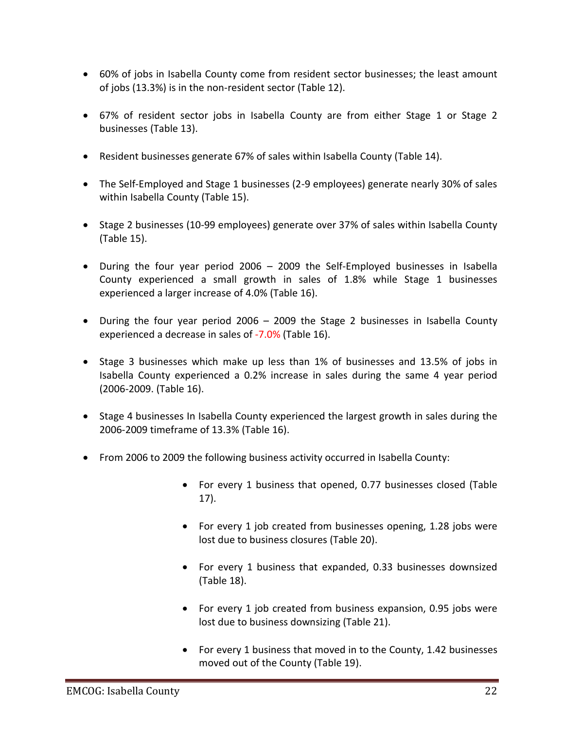- 60% of jobs in Isabella County come from resident sector businesses; the least amount of jobs (13.3%) is in the non-resident sector (Table 12).

- 67% of resident sector jobs in Isabella County are from either Stage 1 or Stage 2 businesses (Table 13).

- Resident businesses generate 67% of sales within Isabella County (Table 14).

- The Self-Employed and Stage 1 businesses (2-9 employees) generate nearly 30% of sales within Isabella County (Table 15).

- Stage 2 businesses (10-99 employees) generate over 37% of sales within Isabella County (Table 15).

- During the four year period 2006 – 2009 the Self-Employed businesses in Isabella County experienced a small growth in sales of 1.8% while Stage 1 businesses experienced a larger increase of 4.0% (Table 16).

- During the four year period 2006 – 2009 the Stage 2 businesses in Isabella County experienced a decrease in sales of -7.0% (Table 16).

- Stage 3 businesses which make up less than 1% of businesses and 13.5% of jobs in Isabella County experienced a 0.2% increase in sales during the same 4 year period (2006-2009. (Table 16).

- Stage 4 businesses In Isabella County experienced the largest growth in sales during the 2006-2009 timeframe of 13.3% (Table 16).

- From 2006 to 2009 the following business activity occurred in Isabella County:

    - For every 1 business that opened, 0.77 businesses closed (Table 17).

    - For every 1 job created from businesses opening, 1.28 jobs were lost due to business closures (Table 20).

    - For every 1 business that expanded, 0.33 businesses downsized (Table 18).

    - For every 1 job created from business expansion, 0.95 jobs were lost due to business downsizing (Table 21).

    - For every 1 business that moved in to the County, 1.42 businesses moved out of the County (Table 19).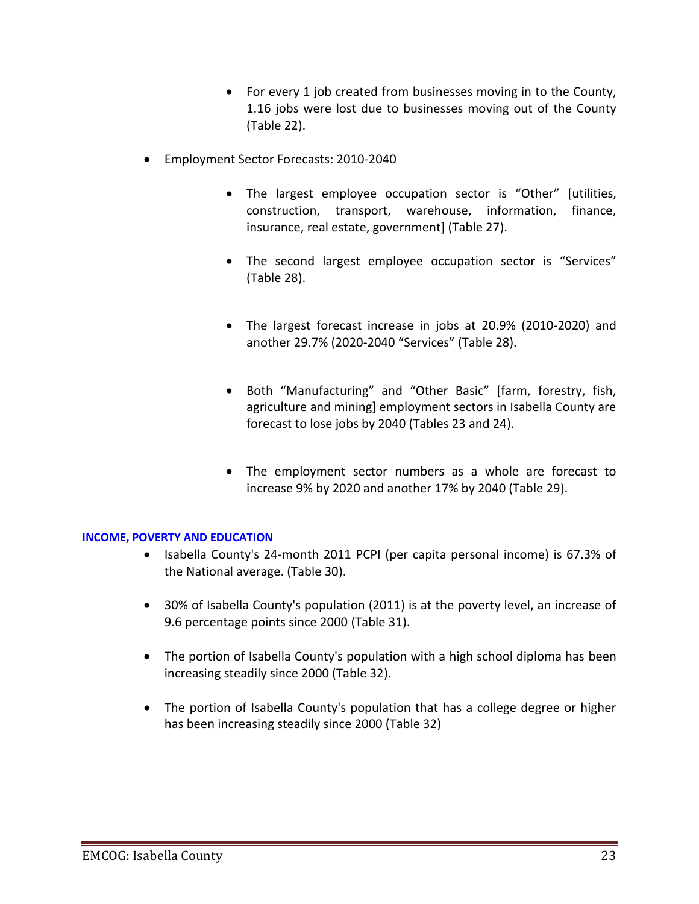- For every 1 job created from businesses moving in to the County, 1.16 jobs were lost due to businesses moving out of the County (Table 22).

- Employment Sector Forecasts: 2010-2040

  - The largest employee occupation sector is “Other” [utilities, construction, transport, warehouse, information, finance, insurance, real estate, government] (Table 27).

  - The second largest employee occupation sector is “Services” (Table 28).

  - The largest forecast increase in jobs at 20.9% (2010-2020) and another 29.7% (2020-2040 “Services” (Table 28).

  - Both “Manufacturing” and “Other Basic” [farm, forestry, fish, agriculture and mining] employment sectors in Isabella County are forecast to lose jobs by 2040 (Tables 23 and 24).

  - The employment sector numbers as a whole are forecast to increase 9% by 2020 and another 17% by 2040 (Table 29).

**INCOME, POVERTY AND EDUCATION**

- Isabella County's 24-month 2011 PCPI (per capita personal income) is 67.3% of the National average. (Table 30).

- 30% of Isabella County's population (2011) is at the poverty level, an increase of 9.6 percentage points since 2000 (Table 31).

- The portion of Isabella County's population with a high school diploma has been increasing steadily since 2000 (Table 32).

- The portion of Isabella County's population that has a college degree or higher has been increasing steadily since 2000 (Table 32)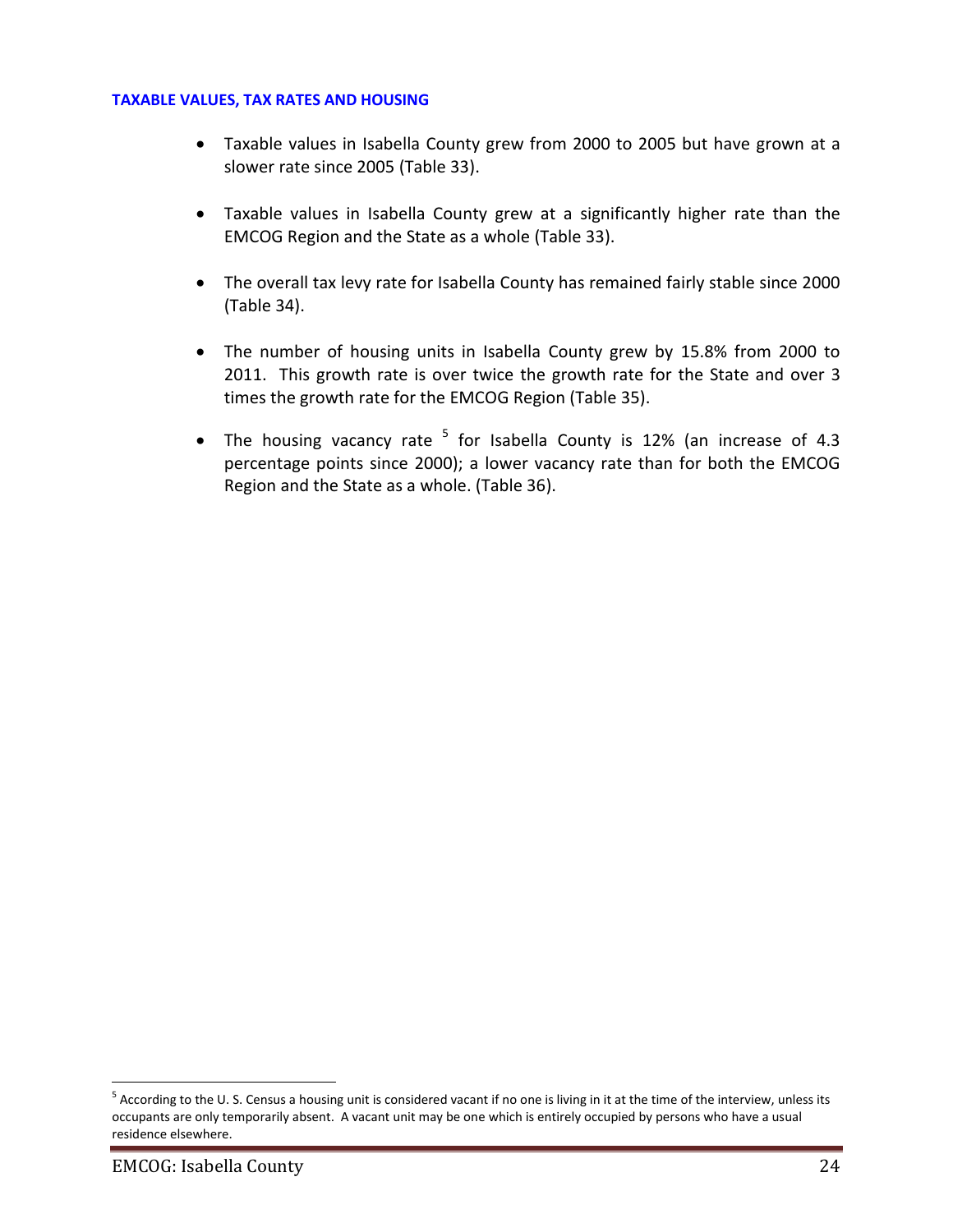### TAXABLE VALUES, TAX RATES AND HOUSING

- Taxable values in Isabella County grew from 2000 to 2005 but have grown at a slower rate since 2005 (Table 33).
- Taxable values in Isabella County grew at a significantly higher rate than the EMCOG Region and the State as a whole (Table 33).
- The overall tax levy rate for Isabella County has remained fairly stable since 2000 (Table 34).
- The number of housing units in Isabella County grew by 15.8% from 2000 to 2011. This growth rate is over twice the growth rate for the State and over 3 times the growth rate for the EMCOG Region (Table 35).
- The housing vacancy rate [5] for Isabella County is 12% (an increase of 4.3 percentage points since 2000); a lower vacancy rate than for both the EMCOG Region and the State as a whole. (Table 36).

---

[5] According to the U. S. Census a housing unit is considered vacant if no one is living in it at the time of the interview, unless its occupants are only temporarily absent. A vacant unit may be one which is entirely occupied by persons who have a usual residence elsewhere.